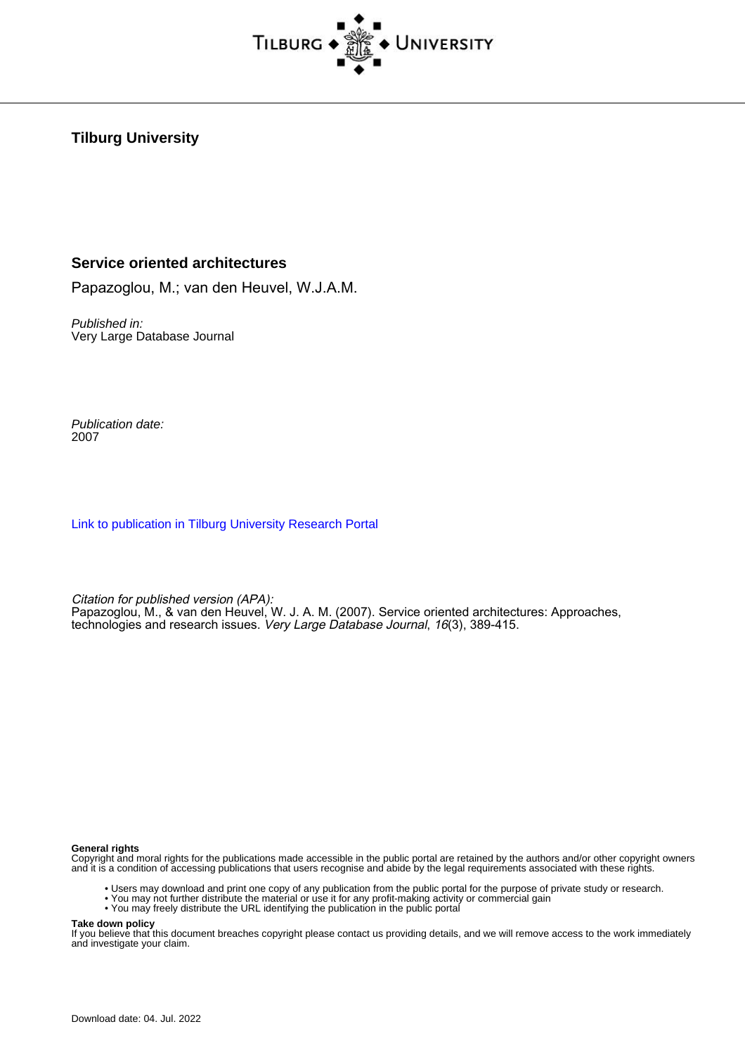Tilburg University

**Service oriented architectures**

Papazoglou, M.; van den Heuvel, W.J.A.M.

*Published in:*
Very Large Database Journal

*Publication date:*
2007

[Link to publication in Tilburg University Research Portal]

*Citation for published version (APA):*
Papazoglou, M., & van den Heuvel, W. J. A. M. (2007). Service oriented architectures: Approaches, technologies and research issues. *Very Large Database Journal*, *16*(3), 389-415.

**General rights**
Copyright and moral rights for the publications made accessible in the public portal are retained by the authors and/or other copyright owners and it is a condition of accessing publications that users recognise and abide by the legal requirements associated with these rights.

- Users may download and print one copy of any publication from the public portal for the purpose of private study or research.
- You may not further distribute the material or use it for any profit-making activity or commercial gain
- You may freely distribute the URL identifying the publication in the public portal

**Take down policy**
If you believe that this document breaches copyright please contact us providing details, and we will remove access to the work immediately and investigate your claim.

Download date: 04. Jul. 2022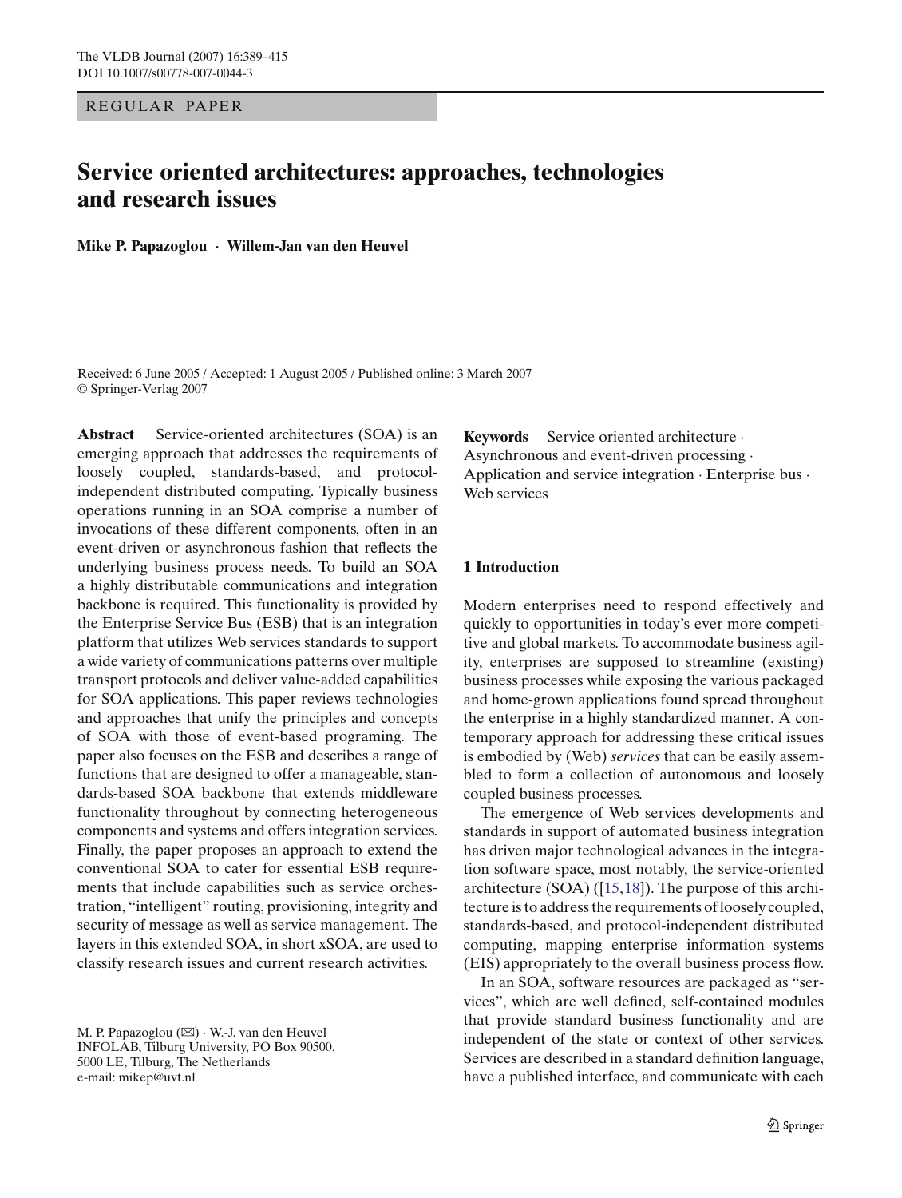REGULAR PAPER

# Service oriented architectures: approaches, technologies and research issues

**Mike P. Papazoglou · Willem-Jan van den Heuvel**

Received: 6 June 2005 / Accepted: 1 August 2005 / Published online: 3 March 2007
© Springer-Verlag 2007

**Abstract** Service-oriented architectures (SOA) is an emerging approach that addresses the requirements of loosely coupled, standards-based, and protocol-independent distributed computing. Typically business operations running in an SOA comprise a number of invocations of these different components, often in an event-driven or asynchronous fashion that reflects the underlying business process needs. To build an SOA a highly distributable communications and integration backbone is required. This functionality is provided by the Enterprise Service Bus (ESB) that is an integration platform that utilizes Web services standards to support a wide variety of communications patterns over multiple transport protocols and deliver value-added capabilities for SOA applications. This paper reviews technologies and approaches that unify the principles and concepts of SOA with those of event-based programing. The paper also focuses on the ESB and describes a range of functions that are designed to offer a manageable, standards-based SOA backbone that extends middleware functionality throughout by connecting heterogeneous components and systems and offers integration services. Finally, the paper proposes an approach to extend the conventional SOA to cater for essential ESB requirements that include capabilities such as service orchestration, "intelligent" routing, provisioning, integrity and security of message as well as service management. The layers in this extended SOA, in short xSOA, are used to classify research issues and current research activities.

M. P. Papazoglou (✉) · W.-J. van den Heuvel
INFOLAB, Tilburg University, PO Box 90500,
5000 LE, Tilburg, The Netherlands
e-mail: mikep@uvt.nl

**Keywords** Service oriented architecture · Asynchronous and event-driven processing · Application and service integration · Enterprise bus · Web services

## 1 Introduction

Modern enterprises need to respond effectively and quickly to opportunities in today's ever more competitive and global markets. To accommodate business agility, enterprises are supposed to streamline (existing) business processes while exposing the various packaged and home-grown applications found spread throughout the enterprise in a highly standardized manner. A contemporary approach for addressing these critical issues is embodied by (Web) *services* that can be easily assembled to form a collection of autonomous and loosely coupled business processes.

The emergence of Web services developments and standards in support of automated business integration has driven major technological advances in the integration software space, most notably, the service-oriented architecture (SOA) ([15,18]). The purpose of this architecture is to address the requirements of loosely coupled, standards-based, and protocol-independent distributed computing, mapping enterprise information systems (EIS) appropriately to the overall business process flow.

In an SOA, software resources are packaged as "services", which are well defined, self-contained modules that provide standard business functionality and are independent of the state or context of other services. Services are described in a standard definition language, have a published interface, and communicate with each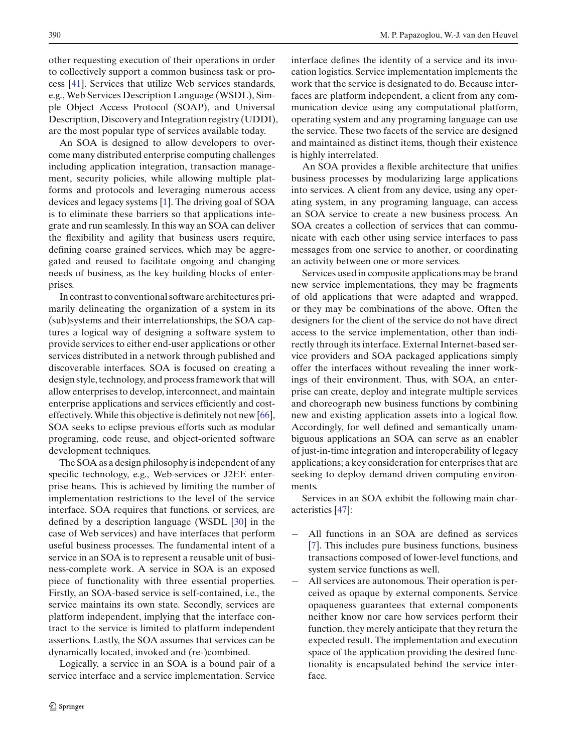other requesting execution of their operations in order to collectively support a common business task or process [41]. Services that utilize Web services standards, e.g., Web Services Description Language (WSDL), Simple Object Access Protocol (SOAP), and Universal Description, Discovery and Integration registry (UDDI), are the most popular type of services available today.

An SOA is designed to allow developers to overcome many distributed enterprise computing challenges including application integration, transaction management, security policies, while allowing multiple platforms and protocols and leveraging numerous access devices and legacy systems [1]. The driving goal of SOA is to eliminate these barriers so that applications integrate and run seamlessly. In this way an SOA can deliver the flexibility and agility that business users require, defining coarse grained services, which may be aggregated and reused to facilitate ongoing and changing needs of business, as the key building blocks of enterprises.

In contrast to conventional software architectures primarily delineating the organization of a system in its (sub)systems and their interrelationships, the SOA captures a logical way of designing a software system to provide services to either end-user applications or other services distributed in a network through published and discoverable interfaces. SOA is focused on creating a design style, technology, and process framework that will allow enterprises to develop, interconnect, and maintain enterprise applications and services efficiently and cost-effectively. While this objective is definitely not new [66], SOA seeks to eclipse previous efforts such as modular programing, code reuse, and object-oriented software development techniques.

The SOA as a design philosophy is independent of any specific technology, e.g., Web-services or J2EE enterprise beans. This is achieved by limiting the number of implementation restrictions to the level of the service interface. SOA requires that functions, or services, are defined by a description language (WSDL [30] in the case of Web services) and have interfaces that perform useful business processes. The fundamental intent of a service in an SOA is to represent a reusable unit of business-complete work. A service in SOA is an exposed piece of functionality with three essential properties. Firstly, an SOA-based service is self-contained, i.e., the service maintains its own state. Secondly, services are platform independent, implying that the interface contract to the service is limited to platform independent assertions. Lastly, the SOA assumes that services can be dynamically located, invoked and (re-)combined.

Logically, a service in an SOA is a bound pair of a service interface and a service implementation. Service interface defines the identity of a service and its invocation logistics. Service implementation implements the work that the service is designated to do. Because interfaces are platform independent, a client from any communication device using any computational platform, operating system and any programing language can use the service. These two facets of the service are designed and maintained as distinct items, though their existence is highly interrelated.

An SOA provides a flexible architecture that unifies business processes by modularizing large applications into services. A client from any device, using any operating system, in any programing language, can access an SOA service to create a new business process. An SOA creates a collection of services that can communicate with each other using service interfaces to pass messages from one service to another, or coordinating an activity between one or more services.

Services used in composite applications may be brand new service implementations, they may be fragments of old applications that were adapted and wrapped, or they may be combinations of the above. Often the designers for the client of the service do not have direct access to the service implementation, other than indirectly through its interface. External Internet-based service providers and SOA packaged applications simply offer the interfaces without revealing the inner workings of their environment. Thus, with SOA, an enterprise can create, deploy and integrate multiple services and choreograph new business functions by combining new and existing application assets into a logical flow. Accordingly, for well defined and semantically unambiguous applications an SOA can serve as an enabler of just-in-time integration and interoperability of legacy applications; a key consideration for enterprises that are seeking to deploy demand driven computing environments.

Services in an SOA exhibit the following main characteristics [47]:

- All functions in an SOA are defined as services [7]. This includes pure business functions, business transactions composed of lower-level functions, and system service functions as well.
- All services are autonomous. Their operation is perceived as opaque by external components. Service opaqueness guarantees that external components neither know nor care how services perform their function, they merely anticipate that they return the expected result. The implementation and execution space of the application providing the desired functionality is encapsulated behind the service interface.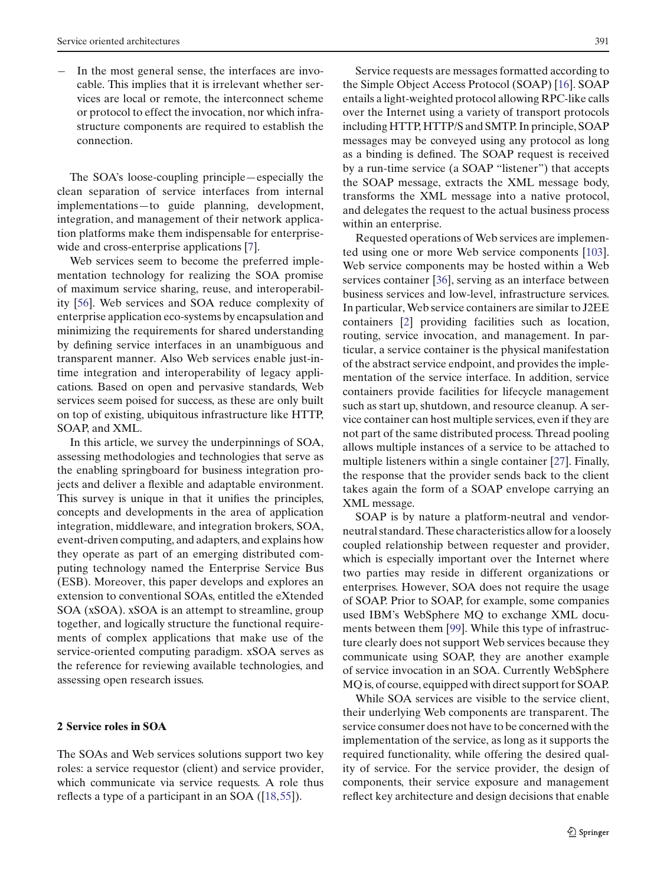– In the most general sense, the interfaces are invocable. This implies that it is irrelevant whether services are local or remote, the interconnect scheme or protocol to effect the invocation, nor which infrastructure components are required to establish the connection.

The SOA's loose-coupling principle—especially the clean separation of service interfaces from internal implementations—to guide planning, development, integration, and management of their network application platforms make them indispensable for enterprise-wide and cross-enterprise applications [7].

Web services seem to become the preferred implementation technology for realizing the SOA promise of maximum service sharing, reuse, and interoperability [56]. Web services and SOA reduce complexity of enterprise application eco-systems by encapsulation and minimizing the requirements for shared understanding by defining service interfaces in an unambiguous and transparent manner. Also Web services enable just-in-time integration and interoperability of legacy applications. Based on open and pervasive standards, Web services seem poised for success, as these are only built on top of existing, ubiquitous infrastructure like HTTP, SOAP, and XML.

In this article, we survey the underpinnings of SOA, assessing methodologies and technologies that serve as the enabling springboard for business integration projects and deliver a flexible and adaptable environment. This survey is unique in that it unifies the principles, concepts and developments in the area of application integration, middleware, and integration brokers, SOA, event-driven computing, and adapters, and explains how they operate as part of an emerging distributed computing technology named the Enterprise Service Bus (ESB). Moreover, this paper develops and explores an extension to conventional SOAs, entitled the eXtended SOA (xSOA). xSOA is an attempt to streamline, group together, and logically structure the functional requirements of complex applications that make use of the service-oriented computing paradigm. xSOA serves as the reference for reviewing available technologies, and assessing open research issues.

## 2 Service roles in SOA

The SOAs and Web services solutions support two key roles: a service requestor (client) and service provider, which communicate via service requests. A role thus reflects a type of a participant in an SOA ([18,55]).

Service requests are messages formatted according to the Simple Object Access Protocol (SOAP) [16]. SOAP entails a light-weighted protocol allowing RPC-like calls over the Internet using a variety of transport protocols including HTTP, HTTP/S and SMTP. In principle, SOAP messages may be conveyed using any protocol as long as a binding is defined. The SOAP request is received by a run-time service (a SOAP "listener") that accepts the SOAP message, extracts the XML message body, transforms the XML message into a native protocol, and delegates the request to the actual business process within an enterprise.

Requested operations of Web services are implemented using one or more Web service components [103]. Web service components may be hosted within a Web services container [36], serving as an interface between business services and low-level, infrastructure services. In particular, Web service containers are similar to J2EE containers [2] providing facilities such as location, routing, service invocation, and management. In particular, a service container is the physical manifestation of the abstract service endpoint, and provides the implementation of the service interface. In addition, service containers provide facilities for lifecycle management such as start up, shutdown, and resource cleanup. A service container can host multiple services, even if they are not part of the same distributed process. Thread pooling allows multiple instances of a service to be attached to multiple listeners within a single container [27]. Finally, the response that the provider sends back to the client takes again the form of a SOAP envelope carrying an XML message.

SOAP is by nature a platform-neutral and vendor-neutral standard. These characteristics allow for a loosely coupled relationship between requester and provider, which is especially important over the Internet where two parties may reside in different organizations or enterprises. However, SOA does not require the usage of SOAP. Prior to SOAP, for example, some companies used IBM's WebSphere MQ to exchange XML documents between them [99]. While this type of infrastructure clearly does not support Web services because they communicate using SOAP, they are another example of service invocation in an SOA. Currently WebSphere MQ is, of course, equipped with direct support for SOAP.

While SOA services are visible to the service client, their underlying Web components are transparent. The service consumer does not have to be concerned with the implementation of the service, as long as it supports the required functionality, while offering the desired quality of service. For the service provider, the design of components, their service exposure and management reflect key architecture and design decisions that enable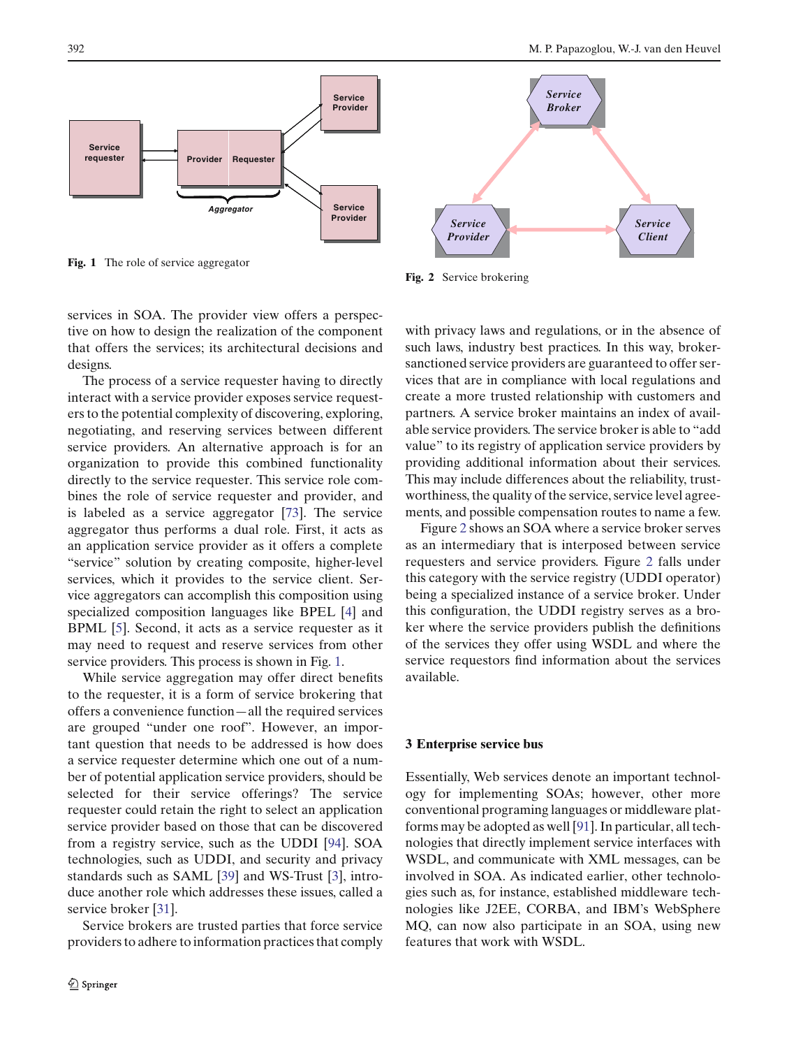Service requester

Provider Requester

Aggregator

Service Provider

Service Provider

**Fig. 1** The role of service aggregator

Service Broker

Service Provider

Service Client

**Fig. 2** Service brokering

services in SOA. The provider view offers a perspective on how to design the realization of the component that offers the services; its architectural decisions and designs.

The process of a service requester having to directly interact with a service provider exposes service requesters to the potential complexity of discovering, exploring, negotiating, and reserving services between different service providers. An alternative approach is for an organization to provide this combined functionality directly to the service requester. This service role combines the role of service requester and provider, and is labeled as a service aggregator [73]. The service aggregator thus performs a dual role. First, it acts as an application service provider as it offers a complete "service" solution by creating composite, higher-level services, which it provides to the service client. Service aggregators can accomplish this composition using specialized composition languages like BPEL [4] and BPML [5]. Second, it acts as a service requester as it may need to request and reserve services from other service providers. This process is shown in Fig. 1.

While service aggregation may offer direct benefits to the requester, it is a form of service brokering that offers a convenience function—all the required services are grouped "under one roof". However, an important question that needs to be addressed is how does a service requester determine which one out of a number of potential application service providers, should be selected for their service offerings? The service requester could retain the right to select an application service provider based on those that can be discovered from a registry service, such as the UDDI [94]. SOA technologies, such as UDDI, and security and privacy standards such as SAML [39] and WS-Trust [3], introduce another role which addresses these issues, called a service broker [31].

Service brokers are trusted parties that force service providers to adhere to information practices that comply with privacy laws and regulations, or in the absence of such laws, industry best practices. In this way, broker-sanctioned service providers are guaranteed to offer services that are in compliance with local regulations and create a more trusted relationship with customers and partners. A service broker maintains an index of available service providers. The service broker is able to "add value" to its registry of application service providers by providing additional information about their services. This may include differences about the reliability, trustworthiness, the quality of the service, service level agreements, and possible compensation routes to name a few.

Figure 2 shows an SOA where a service broker serves as an intermediary that is interposed between service requesters and service providers. Figure 2 falls under this category with the service registry (UDDI operator) being a specialized instance of a service broker. Under this configuration, the UDDI registry serves as a broker where the service providers publish the definitions of the services they offer using WSDL and where the service requestors find information about the services available.

## 3 Enterprise service bus

Essentially, Web services denote an important technology for implementing SOAs; however, other more conventional programing languages or middleware platforms may be adopted as well [91]. In particular, all technologies that directly implement service interfaces with WSDL, and communicate with XML messages, can be involved in SOA. As indicated earlier, other technologies such as, for instance, established middleware technologies like J2EE, CORBA, and IBM's WebSphere MQ, can now also participate in an SOA, using new features that work with WSDL.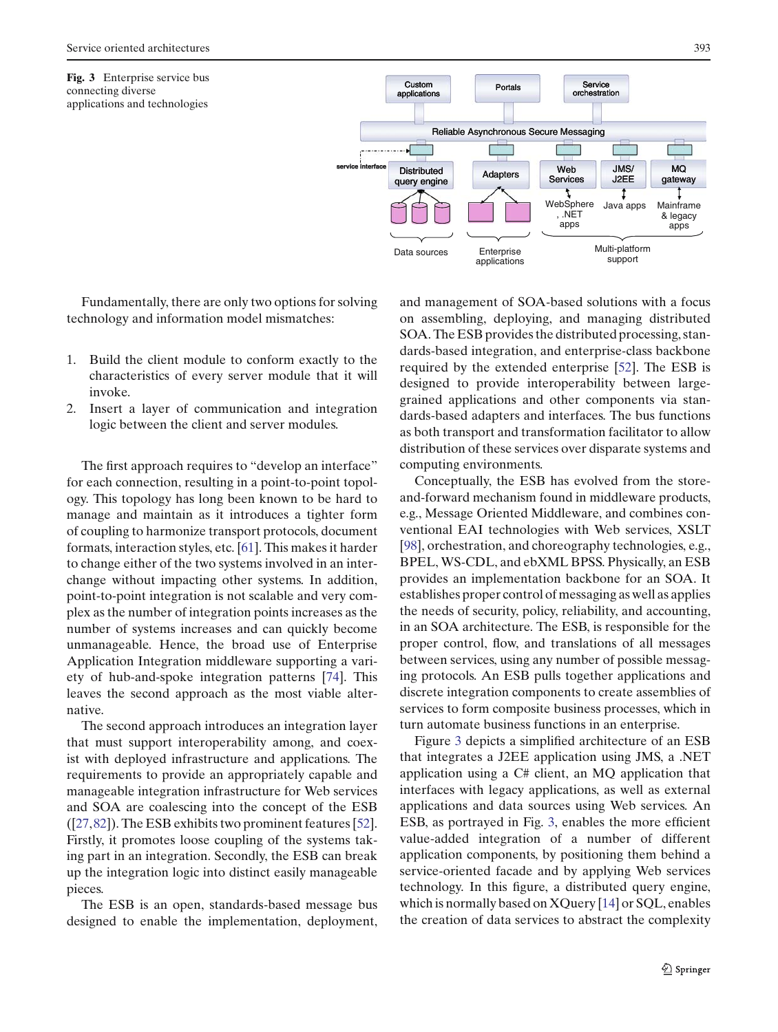**Fig. 3** Enterprise service bus connecting diverse applications and technologies

Custom applications

Portals

Service orchestration

Reliable Asynchronous Secure Messaging

service interface

Distributed query engine

Adapters

Web Services

JMS/ J2EE

MQ gateway

WebSphere , .NET apps

Java apps

Mainframe & legacy apps

Data sources

Enterprise applications

Multi-platform support

Fundamentally, there are only two options for solving technology and information model mismatches:

1. Build the client module to conform exactly to the characteristics of every server module that it will invoke.
2. Insert a layer of communication and integration logic between the client and server modules.

The first approach requires to "develop an interface" for each connection, resulting in a point-to-point topology. This topology has long been known to be hard to manage and maintain as it introduces a tighter form of coupling to harmonize transport protocols, document formats, interaction styles, etc. [61]. This makes it harder to change either of the two systems involved in an interchange without impacting other systems. In addition, point-to-point integration is not scalable and very complex as the number of integration points increases as the number of systems increases and can quickly become unmanageable. Hence, the broad use of Enterprise Application Integration middleware supporting a variety of hub-and-spoke integration patterns [74]. This leaves the second approach as the most viable alternative.

The second approach introduces an integration layer that must support interoperability among, and coexist with deployed infrastructure and applications. The requirements to provide an appropriately capable and manageable integration infrastructure for Web services and SOA are coalescing into the concept of the ESB ([27,82]). The ESB exhibits two prominent features [52]. Firstly, it promotes loose coupling of the systems taking part in an integration. Secondly, the ESB can break up the integration logic into distinct easily manageable pieces.

The ESB is an open, standards-based message bus designed to enable the implementation, deployment, and management of SOA-based solutions with a focus on assembling, deploying, and managing distributed SOA. The ESB provides the distributed processing, standards-based integration, and enterprise-class backbone required by the extended enterprise [52]. The ESB is designed to provide interoperability between large-grained applications and other components via standards-based adapters and interfaces. The bus functions as both transport and transformation facilitator to allow distribution of these services over disparate systems and computing environments.

Conceptually, the ESB has evolved from the store-and-forward mechanism found in middleware products, e.g., Message Oriented Middleware, and combines conventional EAI technologies with Web services, XSLT [98], orchestration, and choreography technologies, e.g., BPEL, WS-CDL, and ebXML BPSS. Physically, an ESB provides an implementation backbone for an SOA. It establishes proper control of messaging as well as applies the needs of security, policy, reliability, and accounting, in an SOA architecture. The ESB, is responsible for the proper control, flow, and translations of all messages between services, using any number of possible messaging protocols. An ESB pulls together applications and discrete integration components to create assemblies of services to form composite business processes, which in turn automate business functions in an enterprise.

Figure 3 depicts a simplified architecture of an ESB that integrates a J2EE application using JMS, a .NET application using a C# client, an MQ application that interfaces with legacy applications, as well as external applications and data sources using Web services. An ESB, as portrayed in Fig. 3, enables the more efficient value-added integration of a number of different application components, by positioning them behind a service-oriented facade and by applying Web services technology. In this figure, a distributed query engine, which is normally based on XQuery [14] or SQL, enables the creation of data services to abstract the complexity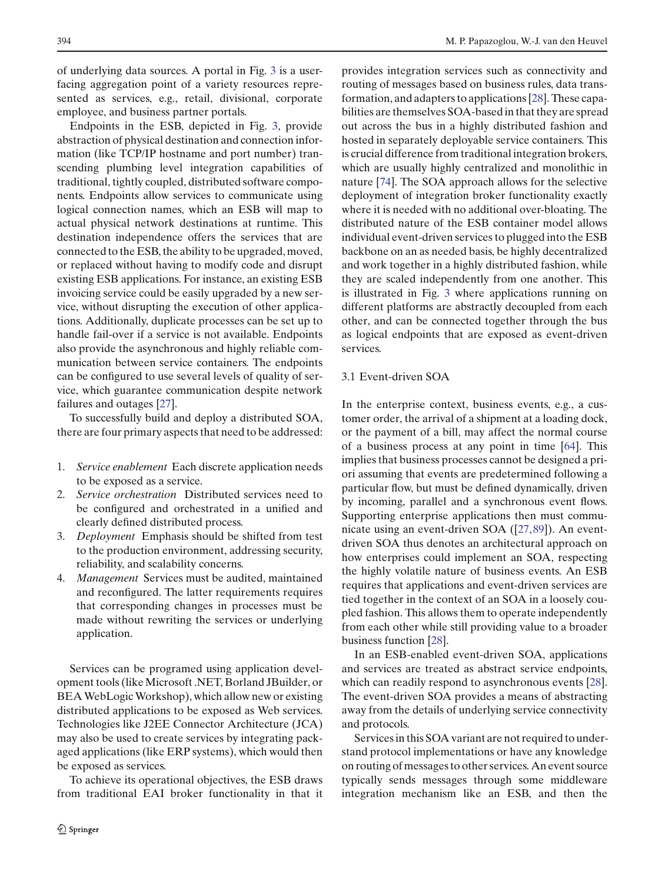of underlying data sources. A portal in Fig. 3 is a user-facing aggregation point of a variety resources represented as services, e.g., retail, divisional, corporate employee, and business partner portals.

Endpoints in the ESB, depicted in Fig. 3, provide abstraction of physical destination and connection information (like TCP/IP hostname and port number) transcending plumbing level integration capabilities of traditional, tightly coupled, distributed software components. Endpoints allow services to communicate using logical connection names, which an ESB will map to actual physical network destinations at runtime. This destination independence offers the services that are connected to the ESB, the ability to be upgraded, moved, or replaced without having to modify code and disrupt existing ESB applications. For instance, an existing ESB invoicing service could be easily upgraded by a new service, without disrupting the execution of other applications. Additionally, duplicate processes can be set up to handle fail-over if a service is not available. Endpoints also provide the asynchronous and highly reliable communication between service containers. The endpoints can be configured to use several levels of quality of service, which guarantee communication despite network failures and outages [27].

To successfully build and deploy a distributed SOA, there are four primary aspects that need to be addressed:

1. *Service enablement* Each discrete application needs to be exposed as a service.
2. *Service orchestration* Distributed services need to be configured and orchestrated in a unified and clearly defined distributed process.
3. *Deployment* Emphasis should be shifted from test to the production environment, addressing security, reliability, and scalability concerns.
4. *Management* Services must be audited, maintained and reconfigured. The latter requirements requires that corresponding changes in processes must be made without rewriting the services or underlying application.

Services can be programed using application development tools (like Microsoft .NET, Borland JBuilder, or BEA WebLogic Workshop), which allow new or existing distributed applications to be exposed as Web services. Technologies like J2EE Connector Architecture (JCA) may also be used to create services by integrating packaged applications (like ERP systems), which would then be exposed as services.

To achieve its operational objectives, the ESB draws from traditional EAI broker functionality in that it provides integration services such as connectivity and routing of messages based on business rules, data transformation, and adapters to applications [28]. These capabilities are themselves SOA-based in that they are spread out across the bus in a highly distributed fashion and hosted in separately deployable service containers. This is crucial difference from traditional integration brokers, which are usually highly centralized and monolithic in nature [74]. The SOA approach allows for the selective deployment of integration broker functionality exactly where it is needed with no additional over-bloating. The distributed nature of the ESB container model allows individual event-driven services to plugged into the ESB backbone on an as needed basis, be highly decentralized and work together in a highly distributed fashion, while they are scaled independently from one another. This is illustrated in Fig. 3 where applications running on different platforms are abstractly decoupled from each other, and can be connected together through the bus as logical endpoints that are exposed as event-driven services.

## 3.1 Event-driven SOA

In the enterprise context, business events, e.g., a customer order, the arrival of a shipment at a loading dock, or the payment of a bill, may affect the normal course of a business process at any point in time [64]. This implies that business processes cannot be designed a priori assuming that events are predetermined following a particular flow, but must be defined dynamically, driven by incoming, parallel and a synchronous event flows. Supporting enterprise applications then must communicate using an event-driven SOA ([27,89]). An event-driven SOA thus denotes an architectural approach on how enterprises could implement an SOA, respecting the highly volatile nature of business events. An ESB requires that applications and event-driven services are tied together in the context of an SOA in a loosely coupled fashion. This allows them to operate independently from each other while still providing value to a broader business function [28].

In an ESB-enabled event-driven SOA, applications and services are treated as abstract service endpoints, which can readily respond to asynchronous events [28]. The event-driven SOA provides a means of abstracting away from the details of underlying service connectivity and protocols.

Services in this SOA variant are not required to understand protocol implementations or have any knowledge on routing of messages to other services. An event source typically sends messages through some middleware integration mechanism like an ESB, and then the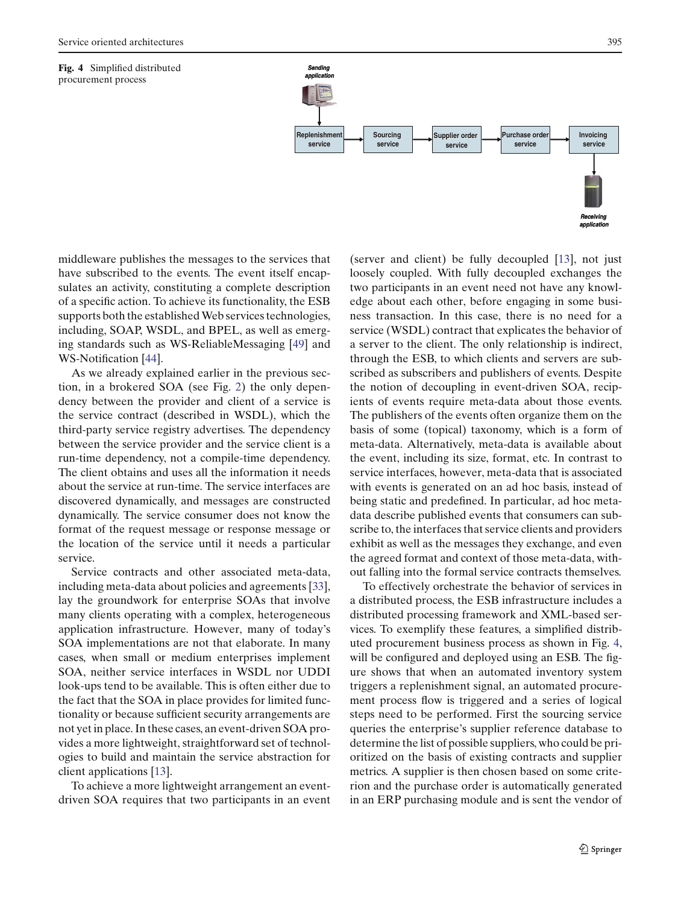**Fig. 4** Simplified distributed procurement process

middleware publishes the messages to the services that have subscribed to the events. The event itself encapsulates an activity, constituting a complete description of a specific action. To achieve its functionality, the ESB supports both the established Web services technologies, including, SOAP, WSDL, and BPEL, as well as emerging standards such as WS-ReliableMessaging [49] and WS-Notification [44].

As we already explained earlier in the previous section, in a brokered SOA (see Fig. 2) the only dependency between the provider and client of a service is the service contract (described in WSDL), which the third-party service registry advertises. The dependency between the service provider and the service client is a run-time dependency, not a compile-time dependency. The client obtains and uses all the information it needs about the service at run-time. The service interfaces are discovered dynamically, and messages are constructed dynamically. The service consumer does not know the format of the request message or response message or the location of the service until it needs a particular service.

Service contracts and other associated meta-data, including meta-data about policies and agreements [33], lay the groundwork for enterprise SOAs that involve many clients operating with a complex, heterogeneous application infrastructure. However, many of today's SOA implementations are not that elaborate. In many cases, when small or medium enterprises implement SOA, neither service interfaces in WSDL nor UDDI look-ups tend to be available. This is often either due to the fact that the SOA in place provides for limited functionality or because sufficient security arrangements are not yet in place. In these cases, an event-driven SOA provides a more lightweight, straightforward set of technologies to build and maintain the service abstraction for client applications [13].

To achieve a more lightweight arrangement an event-driven SOA requires that two participants in an event (server and client) be fully decoupled [13], not just loosely coupled. With fully decoupled exchanges the two participants in an event need not have any knowledge about each other, before engaging in some business transaction. In this case, there is no need for a service (WSDL) contract that explicates the behavior of a server to the client. The only relationship is indirect, through the ESB, to which clients and servers are subscribed as subscribers and publishers of events. Despite the notion of decoupling in event-driven SOA, recipients of events require meta-data about those events. The publishers of the events often organize them on the basis of some (topical) taxonomy, which is a form of meta-data. Alternatively, meta-data is available about the event, including its size, format, etc. In contrast to service interfaces, however, meta-data that is associated with events is generated on an ad hoc basis, instead of being static and predefined. In particular, ad hoc meta-data describe published events that consumers can subscribe to, the interfaces that service clients and providers exhibit as well as the messages they exchange, and even the agreed format and context of those meta-data, without falling into the formal service contracts themselves.

To effectively orchestrate the behavior of services in a distributed process, the ESB infrastructure includes a distributed processing framework and XML-based services. To exemplify these features, a simplified distributed procurement business process as shown in Fig. 4, will be configured and deployed using an ESB. The figure shows that when an automated inventory system triggers a replenishment signal, an automated procurement process flow is triggered and a series of logical steps need to be performed. First the sourcing service queries the enterprise's supplier reference database to determine the list of possible suppliers, who could be prioritized on the basis of existing contracts and supplier metrics. A supplier is then chosen based on some criterion and the purchase order is automatically generated in an ERP purchasing module and is sent the vendor of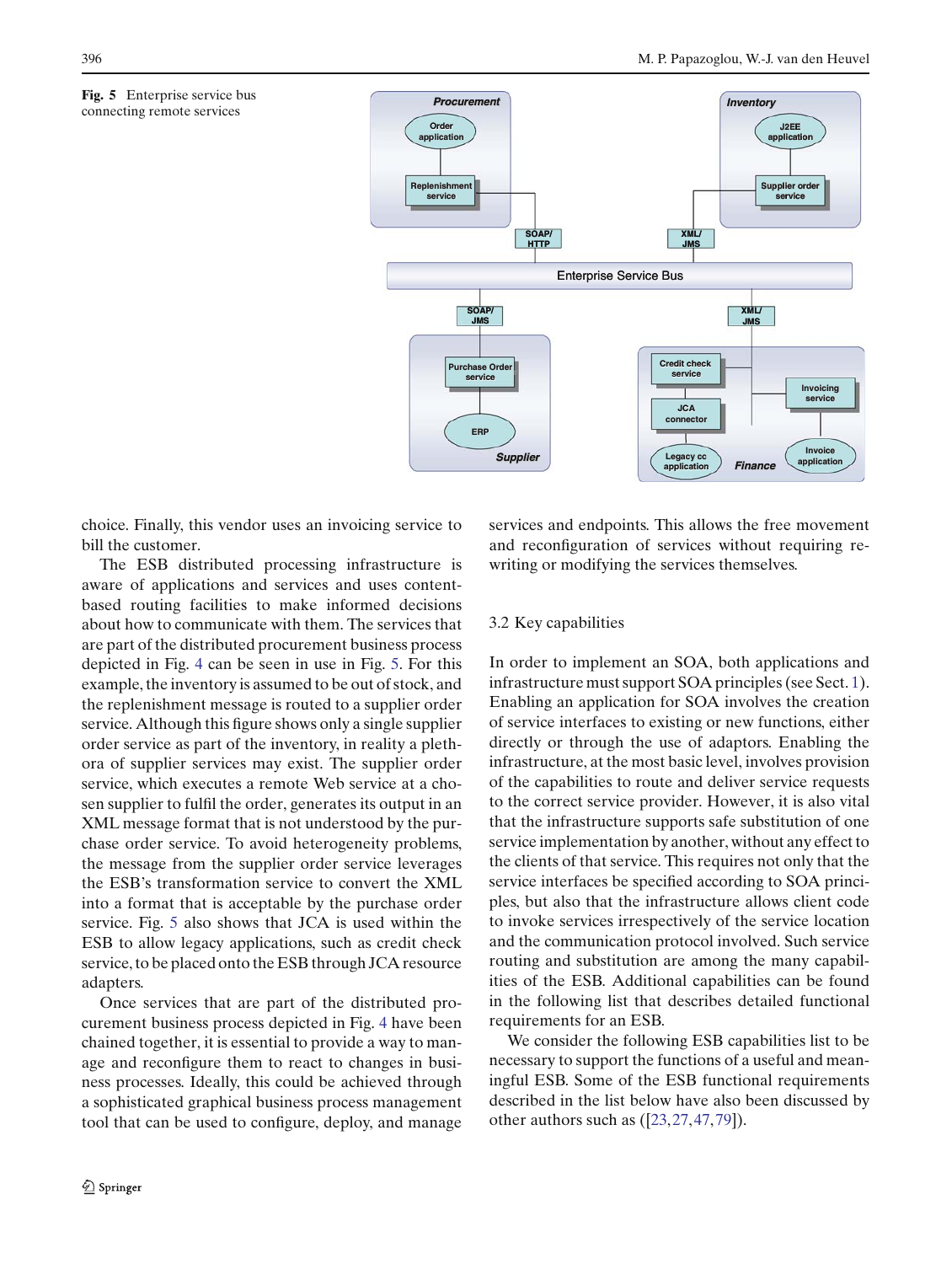**Fig. 5** Enterprise service bus connecting remote services

choice. Finally, this vendor uses an invoicing service to bill the customer.

The ESB distributed processing infrastructure is aware of applications and services and uses content-based routing facilities to make informed decisions about how to communicate with them. The services that are part of the distributed procurement business process depicted in Fig. 4 can be seen in use in Fig. 5. For this example, the inventory is assumed to be out of stock, and the replenishment message is routed to a supplier order service. Although this figure shows only a single supplier order service as part of the inventory, in reality a plethora of supplier services may exist. The supplier order service, which executes a remote Web service at a chosen supplier to fulfil the order, generates its output in an XML message format that is not understood by the purchase order service. To avoid heterogeneity problems, the message from the supplier order service leverages the ESB's transformation service to convert the XML into a format that is acceptable by the purchase order service. Fig. 5 also shows that JCA is used within the ESB to allow legacy applications, such as credit check service, to be placed onto the ESB through JCA resource adapters.

Once services that are part of the distributed procurement business process depicted in Fig. 4 have been chained together, it is essential to provide a way to manage and reconfigure them to react to changes in business processes. Ideally, this could be achieved through a sophisticated graphical business process management tool that can be used to configure, deploy, and manage services and endpoints. This allows the free movement and reconfiguration of services without requiring rewriting or modifying the services themselves.

### 3.2 Key capabilities

In order to implement an SOA, both applications and infrastructure must support SOA principles (see Sect. 1). Enabling an application for SOA involves the creation of service interfaces to existing or new functions, either directly or through the use of adaptors. Enabling the infrastructure, at the most basic level, involves provision of the capabilities to route and deliver service requests to the correct service provider. However, it is also vital that the infrastructure supports safe substitution of one service implementation by another, without any effect to the clients of that service. This requires not only that the service interfaces be specified according to SOA principles, but also that the infrastructure allows client code to invoke services irrespectively of the service location and the communication protocol involved. Such service routing and substitution are among the many capabilities of the ESB. Additional capabilities can be found in the following list that describes detailed functional requirements for an ESB.

We consider the following ESB capabilities list to be necessary to support the functions of a useful and meaningful ESB. Some of the ESB functional requirements described in the list below have also been discussed by other authors such as ([23,27,47,79]).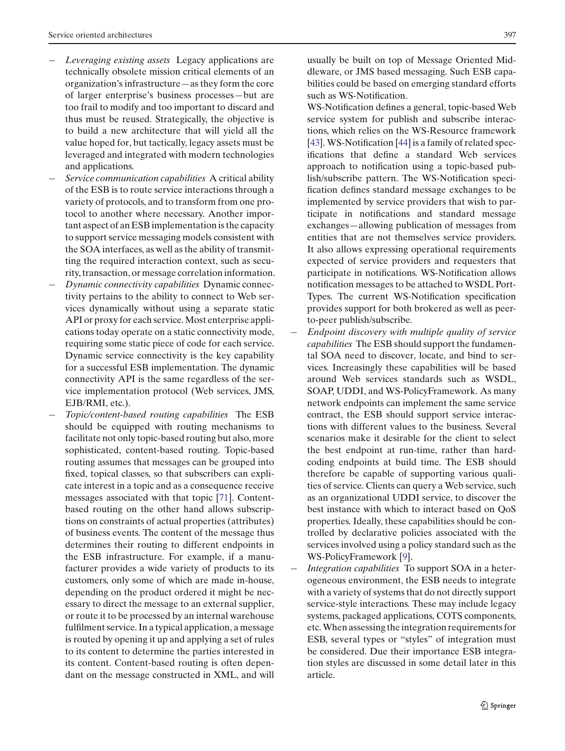- *Leveraging existing assets* Legacy applications are technically obsolete mission critical elements of an organization's infrastructure—as they form the core of larger enterprise's business processes—but are too frail to modify and too important to discard and thus must be reused. Strategically, the objective is to build a new architecture that will yield all the value hoped for, but tactically, legacy assets must be leveraged and integrated with modern technologies and applications.
- *Service communication capabilities* A critical ability of the ESB is to route service interactions through a variety of protocols, and to transform from one protocol to another where necessary. Another important aspect of an ESB implementation is the capacity to support service messaging models consistent with the SOA interfaces, as well as the ability of transmitting the required interaction context, such as security, transaction, or message correlation information.
- *Dynamic connectivity capabilities* Dynamic connectivity pertains to the ability to connect to Web services dynamically without using a separate static API or proxy for each service. Most enterprise applications today operate on a static connectivity mode, requiring some static piece of code for each service. Dynamic service connectivity is the key capability for a successful ESB implementation. The dynamic connectivity API is the same regardless of the service implementation protocol (Web services, JMS, EJB/RMI, etc.).
- *Topic/content-based routing capabilities* The ESB should be equipped with routing mechanisms to facilitate not only topic-based routing but also, more sophisticated, content-based routing. Topic-based routing assumes that messages can be grouped into fixed, topical classes, so that subscribers can explicate interest in a topic and as a consequence receive messages associated with that topic [71]. Content-based routing on the other hand allows subscriptions on constraints of actual properties (attributes) of business events. The content of the message thus determines their routing to different endpoints in the ESB infrastructure. For example, if a manufacturer provides a wide variety of products to its customers, only some of which are made in-house, depending on the product ordered it might be necessary to direct the message to an external supplier, or route it to be processed by an internal warehouse fulfilment service. In a typical application, a message is routed by opening it up and applying a set of rules to its content to determine the parties interested in its content. Content-based routing is often dependant on the message constructed in XML, and will usually be built on top of Message Oriented Middleware, or JMS based messaging. Such ESB capabilities could be based on emerging standard efforts such as WS-Notification.

  WS-Notification defines a general, topic-based Web service system for publish and subscribe interactions, which relies on the WS-Resource framework [43]. WS-Notification [44] is a family of related specifications that define a standard Web services approach to notification using a topic-based publish/subscribe pattern. The WS-Notification specification defines standard message exchanges to be implemented by service providers that wish to participate in notifications and standard message exchanges—allowing publication of messages from entities that are not themselves service providers. It also allows expressing operational requirements expected of service providers and requesters that participate in notifications. WS-Notification allows notification messages to be attached to WSDL PortTypes. The current WS-Notification specification provides support for both brokered as well as peer-to-peer publish/subscribe.
- *Endpoint discovery with multiple quality of service capabilities* The ESB should support the fundamental SOA need to discover, locate, and bind to services. Increasingly these capabilities will be based around Web services standards such as WSDL, SOAP, UDDI, and WS-PolicyFramework. As many network endpoints can implement the same service contract, the ESB should support service interactions with different values to the business. Several scenarios make it desirable for the client to select the best endpoint at run-time, rather than hardcoding endpoints at build time. The ESB should therefore be capable of supporting various qualities of service. Clients can query a Web service, such as an organizational UDDI service, to discover the best instance with which to interact based on QoS properties. Ideally, these capabilities should be controlled by declarative policies associated with the services involved using a policy standard such as the WS-PolicyFramework [9].
- *Integration capabilities* To support SOA in a heterogeneous environment, the ESB needs to integrate with a variety of systems that do not directly support service-style interactions. These may include legacy systems, packaged applications, COTS components, etc. When assessing the integration requirements for ESB, several types or "styles" of integration must be considered. Due their importance ESB integration styles are discussed in some detail later in this article.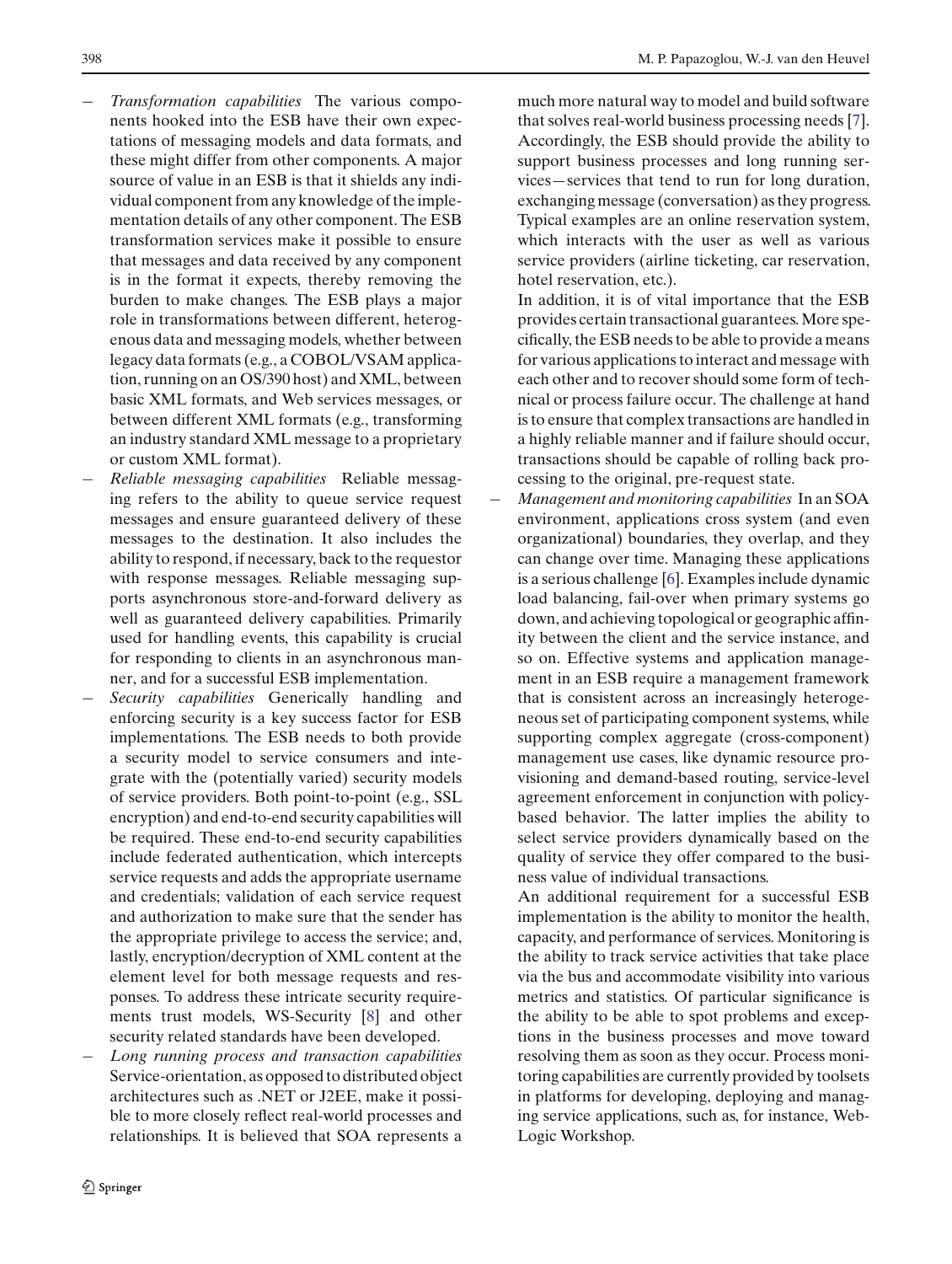- *Transformation capabilities* The various components hooked into the ESB have their own expectations of messaging models and data formats, and these might differ from other components. A major source of value in an ESB is that it shields any individual component from any knowledge of the implementation details of any other component. The ESB transformation services make it possible to ensure that messages and data received by any component is in the format it expects, thereby removing the burden to make changes. The ESB plays a major role in transformations between different, heterogenous data and messaging models, whether between legacy data formats (e.g., a COBOL/VSAM application, running on an OS/390 host) and XML, between basic XML formats, and Web services messages, or between different XML formats (e.g., transforming an industry standard XML message to a proprietary or custom XML format).
- *Reliable messaging capabilities* Reliable messaging refers to the ability to queue service request messages and ensure guaranteed delivery of these messages to the destination. It also includes the ability to respond, if necessary, back to the requestor with response messages. Reliable messaging supports asynchronous store-and-forward delivery as well as guaranteed delivery capabilities. Primarily used for handling events, this capability is crucial for responding to clients in an asynchronous manner, and for a successful ESB implementation.
- *Security capabilities* Generically handling and enforcing security is a key success factor for ESB implementations. The ESB needs to both provide a security model to service consumers and integrate with the (potentially varied) security models of service providers. Both point-to-point (e.g., SSL encryption) and end-to-end security capabilities will be required. These end-to-end security capabilities include federated authentication, which intercepts service requests and adds the appropriate username and credentials; validation of each service request and authorization to make sure that the sender has the appropriate privilege to access the service; and, lastly, encryption/decryption of XML content at the element level for both message requests and responses. To address these intricate security requirements trust models, WS-Security [8] and other security related standards have been developed.
- *Long running process and transaction capabilities* Service-orientation, as opposed to distributed object architectures such as .NET or J2EE, make it possible to more closely reflect real-world processes and relationships. It is believed that SOA represents a much more natural way to model and build software that solves real-world business processing needs [7]. Accordingly, the ESB should provide the ability to support business processes and long running services—services that tend to run for long duration, exchanging message (conversation) as they progress. Typical examples are an online reservation system, which interacts with the user as well as various service providers (airline ticketing, car reservation, hotel reservation, etc.).

  In addition, it is of vital importance that the ESB provides certain transactional guarantees. More specifically, the ESB needs to be able to provide a means for various applications to interact and message with each other and to recover should some form of technical or process failure occur. The challenge at hand is to ensure that complex transactions are handled in a highly reliable manner and if failure should occur, transactions should be capable of rolling back processing to the original, pre-request state.
- *Management and monitoring capabilities* In an SOA environment, applications cross system (and even organizational) boundaries, they overlap, and they can change over time. Managing these applications is a serious challenge [6]. Examples include dynamic load balancing, fail-over when primary systems go down, and achieving topological or geographic affinity between the client and the service instance, and so on. Effective systems and application management in an ESB require a management framework that is consistent across an increasingly heterogeneous set of participating component systems, while supporting complex aggregate (cross-component) management use cases, like dynamic resource provisioning and demand-based routing, service-level agreement enforcement in conjunction with policy-based behavior. The latter implies the ability to select service providers dynamically based on the quality of service they offer compared to the business value of individual transactions.

  An additional requirement for a successful ESB implementation is the ability to monitor the health, capacity, and performance of services. Monitoring is the ability to track service activities that take place via the bus and accommodate visibility into various metrics and statistics. Of particular significance is the ability to be able to spot problems and exceptions in the business processes and move toward resolving them as soon as they occur. Process monitoring capabilities are currently provided by toolsets in platforms for developing, deploying and managing service applications, such as, for instance, WebLogic Workshop.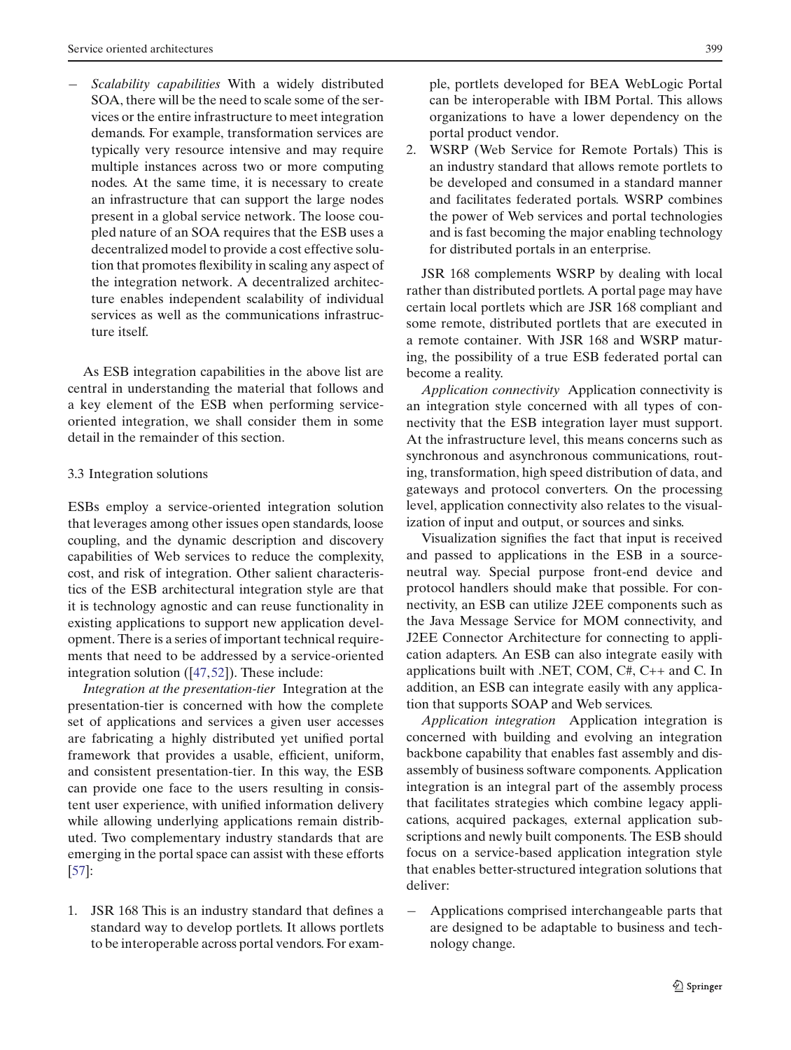- *Scalability capabilities* With a widely distributed SOA, there will be the need to scale some of the services or the entire infrastructure to meet integration demands. For example, transformation services are typically very resource intensive and may require multiple instances across two or more computing nodes. At the same time, it is necessary to create an infrastructure that can support the large nodes present in a global service network. The loose coupled nature of an SOA requires that the ESB uses a decentralized model to provide a cost effective solution that promotes flexibility in scaling any aspect of the integration network. A decentralized architecture enables independent scalability of individual services as well as the communications infrastructure itself.

As ESB integration capabilities in the above list are central in understanding the material that follows and a key element of the ESB when performing service-oriented integration, we shall consider them in some detail in the remainder of this section.

### 3.3 Integration solutions

ESBs employ a service-oriented integration solution that leverages among other issues open standards, loose coupling, and the dynamic description and discovery capabilities of Web services to reduce the complexity, cost, and risk of integration. Other salient characteristics of the ESB architectural integration style are that it is technology agnostic and can reuse functionality in existing applications to support new application development. There is a series of important technical requirements that need to be addressed by a service-oriented integration solution ([47,52]). These include:

*Integration at the presentation-tier* Integration at the presentation-tier is concerned with how the complete set of applications and services a given user accesses are fabricating a highly distributed yet unified portal framework that provides a usable, efficient, uniform, and consistent presentation-tier. In this way, the ESB can provide one face to the users resulting in consistent user experience, with unified information delivery while allowing underlying applications remain distributed. Two complementary industry standards that are emerging in the portal space can assist with these efforts [57]:

1. JSR 168 This is an industry standard that defines a standard way to develop portlets. It allows portlets to be interoperable across portal vendors. For example, portlets developed for BEA WebLogic Portal can be interoperable with IBM Portal. This allows organizations to have a lower dependency on the portal product vendor.
2. WSRP (Web Service for Remote Portals) This is an industry standard that allows remote portlets to be developed and consumed in a standard manner and facilitates federated portals. WSRP combines the power of Web services and portal technologies and is fast becoming the major enabling technology for distributed portals in an enterprise.

JSR 168 complements WSRP by dealing with local rather than distributed portlets. A portal page may have certain local portlets which are JSR 168 compliant and some remote, distributed portlets that are executed in a remote container. With JSR 168 and WSRP maturing, the possibility of a true ESB federated portal can become a reality.

*Application connectivity* Application connectivity is an integration style concerned with all types of connectivity that the ESB integration layer must support. At the infrastructure level, this means concerns such as synchronous and asynchronous communications, routing, transformation, high speed distribution of data, and gateways and protocol converters. On the processing level, application connectivity also relates to the visualization of input and output, or sources and sinks.

Visualization signifies the fact that input is received and passed to applications in the ESB in a source-neutral way. Special purpose front-end device and protocol handlers should make that possible. For connectivity, an ESB can utilize J2EE components such as the Java Message Service for MOM connectivity, and J2EE Connector Architecture for connecting to application adapters. An ESB can also integrate easily with applications built with .NET, COM, C#, C++ and C. In addition, an ESB can integrate easily with any application that supports SOAP and Web services.

*Application integration* Application integration is concerned with building and evolving an integration backbone capability that enables fast assembly and disassembly of business software components. Application integration is an integral part of the assembly process that facilitates strategies which combine legacy applications, acquired packages, external application subscriptions and newly built components. The ESB should focus on a service-based application integration style that enables better-structured integration solutions that deliver:

- Applications comprised interchangeable parts that are designed to be adaptable to business and technology change.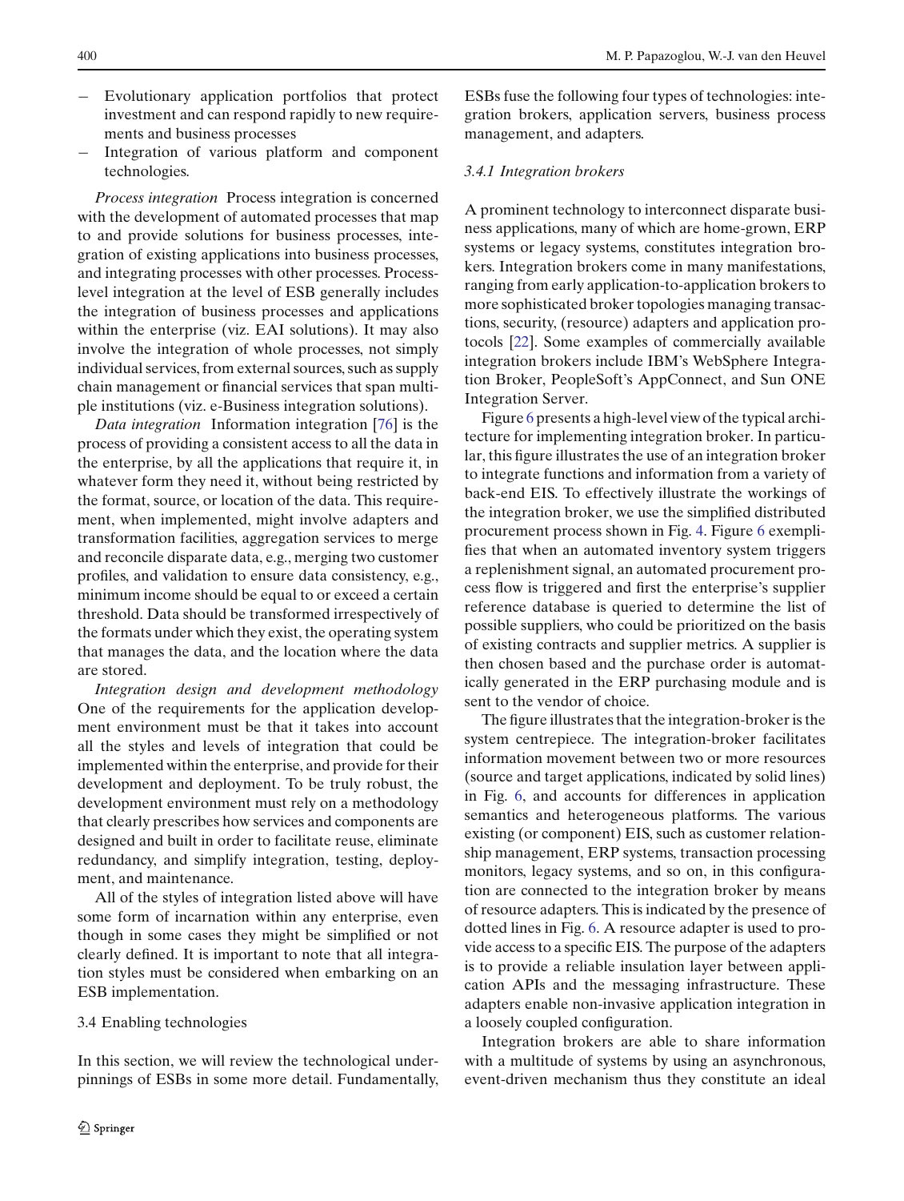- Evolutionary application portfolios that protect investment and can respond rapidly to new requirements and business processes
- Integration of various platform and component technologies.

*Process integration* Process integration is concerned with the development of automated processes that map to and provide solutions for business processes, integration of existing applications into business processes, and integrating processes with other processes. Process-level integration at the level of ESB generally includes the integration of business processes and applications within the enterprise (viz. EAI solutions). It may also involve the integration of whole processes, not simply individual services, from external sources, such as supply chain management or financial services that span multiple institutions (viz. e-Business integration solutions).

*Data integration* Information integration [76] is the process of providing a consistent access to all the data in the enterprise, by all the applications that require it, in whatever form they need it, without being restricted by the format, source, or location of the data. This requirement, when implemented, might involve adapters and transformation facilities, aggregation services to merge and reconcile disparate data, e.g., merging two customer profiles, and validation to ensure data consistency, e.g., minimum income should be equal to or exceed a certain threshold. Data should be transformed irrespectively of the formats under which they exist, the operating system that manages the data, and the location where the data are stored.

*Integration design and development methodology* One of the requirements for the application development environment must be that it takes into account all the styles and levels of integration that could be implemented within the enterprise, and provide for their development and deployment. To be truly robust, the development environment must rely on a methodology that clearly prescribes how services and components are designed and built in order to facilitate reuse, eliminate redundancy, and simplify integration, testing, deployment, and maintenance.

All of the styles of integration listed above will have some form of incarnation within any enterprise, even though in some cases they might be simplified or not clearly defined. It is important to note that all integration styles must be considered when embarking on an ESB implementation.

### 3.4 Enabling technologies

In this section, we will review the technological underpinnings of ESBs in some more detail. Fundamentally, ESBs fuse the following four types of technologies: integration brokers, application servers, business process management, and adapters.

#### *3.4.1 Integration brokers*

A prominent technology to interconnect disparate business applications, many of which are home-grown, ERP systems or legacy systems, constitutes integration brokers. Integration brokers come in many manifestations, ranging from early application-to-application brokers to more sophisticated broker topologies managing transactions, security, (resource) adapters and application protocols [22]. Some examples of commercially available integration brokers include IBM's WebSphere Integration Broker, PeopleSoft's AppConnect, and Sun ONE Integration Server.

Figure 6 presents a high-level view of the typical architecture for implementing integration broker. In particular, this figure illustrates the use of an integration broker to integrate functions and information from a variety of back-end EIS. To effectively illustrate the workings of the integration broker, we use the simplified distributed procurement process shown in Fig. 4. Figure 6 exemplifies that when an automated inventory system triggers a replenishment signal, an automated procurement process flow is triggered and first the enterprise's supplier reference database is queried to determine the list of possible suppliers, who could be prioritized on the basis of existing contracts and supplier metrics. A supplier is then chosen based and the purchase order is automatically generated in the ERP purchasing module and is sent to the vendor of choice.

The figure illustrates that the integration-broker is the system centrepiece. The integration-broker facilitates information movement between two or more resources (source and target applications, indicated by solid lines) in Fig. 6, and accounts for differences in application semantics and heterogeneous platforms. The various existing (or component) EIS, such as customer relationship management, ERP systems, transaction processing monitors, legacy systems, and so on, in this configuration are connected to the integration broker by means of resource adapters. This is indicated by the presence of dotted lines in Fig. 6. A resource adapter is used to provide access to a specific EIS. The purpose of the adapters is to provide a reliable insulation layer between application APIs and the messaging infrastructure. These adapters enable non-invasive application integration in a loosely coupled configuration.

Integration brokers are able to share information with a multitude of systems by using an asynchronous, event-driven mechanism thus they constitute an ideal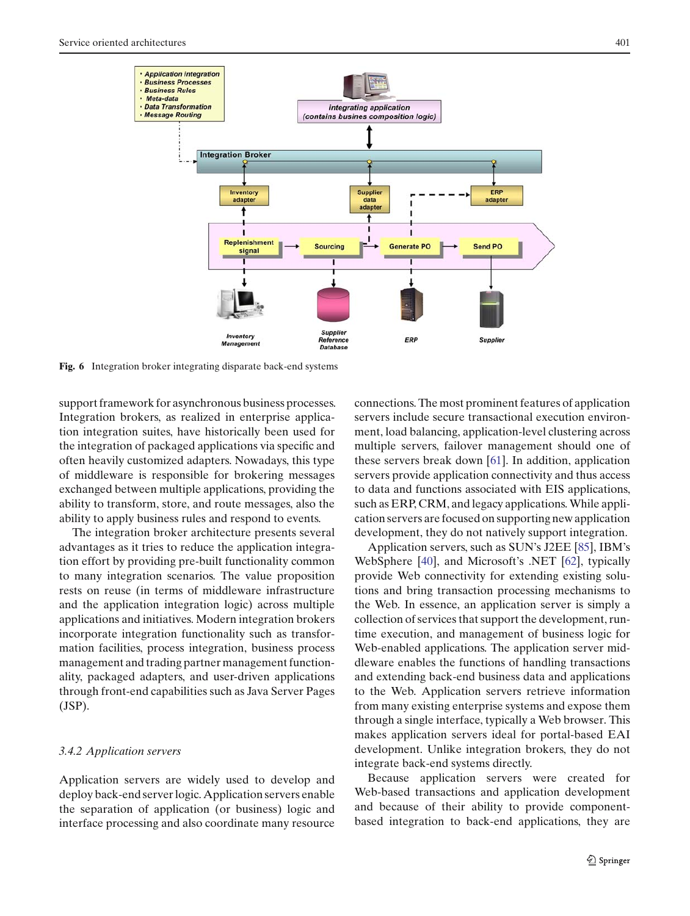- Application Integration
- Business Processes
- Business Rules
- Meta-data
- Data Transformation
- Message Routing

integrating application
(contains busines composition logic)

Integration Broker

Inventory adapter

Supplier data adapter

ERP adapter

Replenishment signal

Sourcing

Generate PO

Send PO

Inventory Management

Supplier Reference Database

ERP

Supplier

**Fig. 6** Integration broker integrating disparate back-end systems

support framework for asynchronous business processes. Integration brokers, as realized in enterprise application integration suites, have historically been used for the integration of packaged applications via specific and often heavily customized adapters. Nowadays, this type of middleware is responsible for brokering messages exchanged between multiple applications, providing the ability to transform, store, and route messages, also the ability to apply business rules and respond to events.

The integration broker architecture presents several advantages as it tries to reduce the application integration effort by providing pre-built functionality common to many integration scenarios. The value proposition rests on reuse (in terms of middleware infrastructure and the application integration logic) across multiple applications and initiatives. Modern integration brokers incorporate integration functionality such as transformation facilities, process integration, business process management and trading partner management functionality, packaged adapters, and user-driven applications through front-end capabilities such as Java Server Pages (JSP).

### *3.4.2 Application servers*

Application servers are widely used to develop and deploy back-end server logic. Application servers enable the separation of application (or business) logic and interface processing and also coordinate many resource connections. The most prominent features of application servers include secure transactional execution environment, load balancing, application-level clustering across multiple servers, failover management should one of these servers break down [61]. In addition, application servers provide application connectivity and thus access to data and functions associated with EIS applications, such as ERP, CRM, and legacy applications. While application servers are focused on supporting new application development, they do not natively support integration.

Application servers, such as SUN's J2EE [85], IBM's WebSphere [40], and Microsoft's .NET [62], typically provide Web connectivity for extending existing solutions and bring transaction processing mechanisms to the Web. In essence, an application server is simply a collection of services that support the development, run-time execution, and management of business logic for Web-enabled applications. The application server middleware enables the functions of handling transactions and extending back-end business data and applications to the Web. Application servers retrieve information from many existing enterprise systems and expose them through a single interface, typically a Web browser. This makes application servers ideal for portal-based EAI development. Unlike integration brokers, they do not integrate back-end systems directly.

Because application servers were created for Web-based transactions and application development and because of their ability to provide component-based integration to back-end applications, they are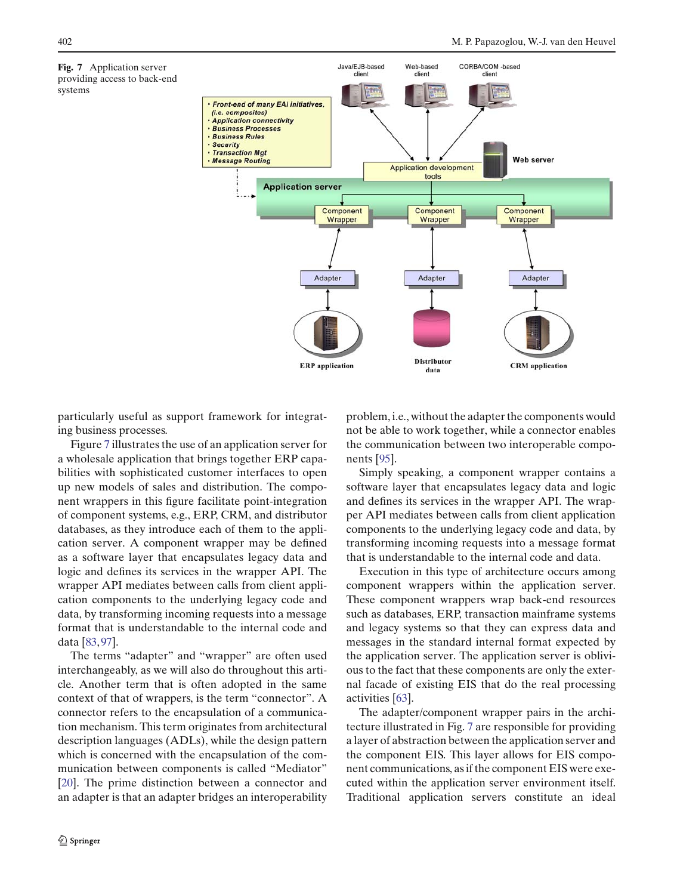**Fig. 7** Application server providing access to back-end systems

Java/EJB-based client

Web-based client

CORBA/COM -based client

- Front-end of many EAI initiatives, (i.e. composites)
- Application connectivity
- Business Processes
- Business Rules
- Security
- Transaction Mgt
- Message Routing

Web server

Application development tools

Application server

Component Wrapper

Component Wrapper

Component Wrapper

Adapter

Adapter

Adapter

ERP application

Distributor data

CRM application

particularly useful as support framework for integrating business processes.

Figure 7 illustrates the use of an application server for a wholesale application that brings together ERP capabilities with sophisticated customer interfaces to open up new models of sales and distribution. The component wrappers in this figure facilitate point-integration of component systems, e.g., ERP, CRM, and distributor databases, as they introduce each of them to the application server. A component wrapper may be defined as a software layer that encapsulates legacy data and logic and defines its services in the wrapper API. The wrapper API mediates between calls from client application components to the underlying legacy code and data, by transforming incoming requests into a message format that is understandable to the internal code and data [83,97].

The terms "adapter" and "wrapper" are often used interchangeably, as we will also do throughout this article. Another term that is often adopted in the same context of that of wrappers, is the term "connector". A connector refers to the encapsulation of a communication mechanism. This term originates from architectural description languages (ADLs), while the design pattern which is concerned with the encapsulation of the communication between components is called "Mediator" [20]. The prime distinction between a connector and an adapter is that an adapter bridges an interoperability problem, i.e., without the adapter the components would not be able to work together, while a connector enables the communication between two interoperable components [95].

Simply speaking, a component wrapper contains a software layer that encapsulates legacy data and logic and defines its services in the wrapper API. The wrapper API mediates between calls from client application components to the underlying legacy code and data, by transforming incoming requests into a message format that is understandable to the internal code and data.

Execution in this type of architecture occurs among component wrappers within the application server. These component wrappers wrap back-end resources such as databases, ERP, transaction mainframe systems and legacy systems so that they can express data and messages in the standard internal format expected by the application server. The application server is oblivious to the fact that these components are only the external facade of existing EIS that do the real processing activities [63].

The adapter/component wrapper pairs in the architecture illustrated in Fig. 7 are responsible for providing a layer of abstraction between the application server and the component EIS. This layer allows for EIS component communications, as if the component EIS were executed within the application server environment itself. Traditional application servers constitute an ideal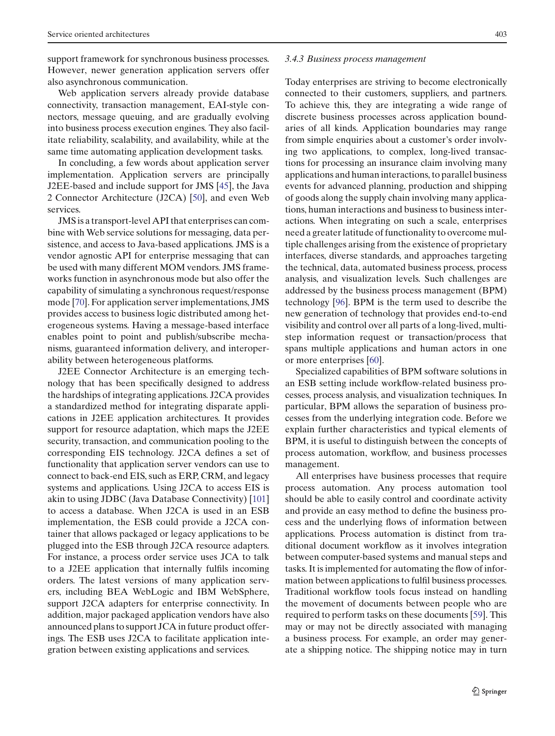support framework for synchronous business processes. However, newer generation application servers offer also asynchronous communication.

Web application servers already provide database connectivity, transaction management, EAI-style connectors, message queuing, and are gradually evolving into business process execution engines. They also facilitate reliability, scalability, and availability, while at the same time automating application development tasks.

In concluding, a few words about application server implementation. Application servers are principally J2EE-based and include support for JMS [45], the Java 2 Connector Architecture (J2CA) [50], and even Web services.

JMS is a transport-level API that enterprises can combine with Web service solutions for messaging, data persistence, and access to Java-based applications. JMS is a vendor agnostic API for enterprise messaging that can be used with many different MOM vendors. JMS frameworks function in asynchronous mode but also offer the capability of simulating a synchronous request/response mode [70]. For application server implementations, JMS provides access to business logic distributed among heterogeneous systems. Having a message-based interface enables point to point and publish/subscribe mechanisms, guaranteed information delivery, and interoperability between heterogeneous platforms.

J2EE Connector Architecture is an emerging technology that has been specifically designed to address the hardships of integrating applications. J2CA provides a standardized method for integrating disparate applications in J2EE application architectures. It provides support for resource adaptation, which maps the J2EE security, transaction, and communication pooling to the corresponding EIS technology. J2CA defines a set of functionality that application server vendors can use to connect to back-end EIS, such as ERP, CRM, and legacy systems and applications. Using J2CA to access EIS is akin to using JDBC (Java Database Connectivity) [101] to access a database. When J2CA is used in an ESB implementation, the ESB could provide a J2CA container that allows packaged or legacy applications to be plugged into the ESB through J2CA resource adapters. For instance, a process order service uses JCA to talk to a J2EE application that internally fulfils incoming orders. The latest versions of many application servers, including BEA WebLogic and IBM WebSphere, support J2CA adapters for enterprise connectivity. In addition, major packaged application vendors have also announced plans to support JCA in future product offerings. The ESB uses J2CA to facilitate application integration between existing applications and services.

### *3.4.3 Business process management*

Today enterprises are striving to become electronically connected to their customers, suppliers, and partners. To achieve this, they are integrating a wide range of discrete business processes across application boundaries of all kinds. Application boundaries may range from simple enquiries about a customer's order involving two applications, to complex, long-lived transactions for processing an insurance claim involving many applications and human interactions, to parallel business events for advanced planning, production and shipping of goods along the supply chain involving many applications, human interactions and business to business interactions. When integrating on such a scale, enterprises need a greater latitude of functionality to overcome multiple challenges arising from the existence of proprietary interfaces, diverse standards, and approaches targeting the technical, data, automated business process, process analysis, and visualization levels. Such challenges are addressed by the business process management (BPM) technology [96]. BPM is the term used to describe the new generation of technology that provides end-to-end visibility and control over all parts of a long-lived, multi-step information request or transaction/process that spans multiple applications and human actors in one or more enterprises [60].

Specialized capabilities of BPM software solutions in an ESB setting include workflow-related business processes, process analysis, and visualization techniques. In particular, BPM allows the separation of business processes from the underlying integration code. Before we explain further characteristics and typical elements of BPM, it is useful to distinguish between the concepts of process automation, workflow, and business processes management.

All enterprises have business processes that require process automation. Any process automation tool should be able to easily control and coordinate activity and provide an easy method to define the business process and the underlying flows of information between applications. Process automation is distinct from traditional document workflow as it involves integration between computer-based systems and manual steps and tasks. It is implemented for automating the flow of information between applications to fulfil business processes. Traditional workflow tools focus instead on handling the movement of documents between people who are required to perform tasks on these documents [59]. This may or may not be directly associated with managing a business process. For example, an order may generate a shipping notice. The shipping notice may in turn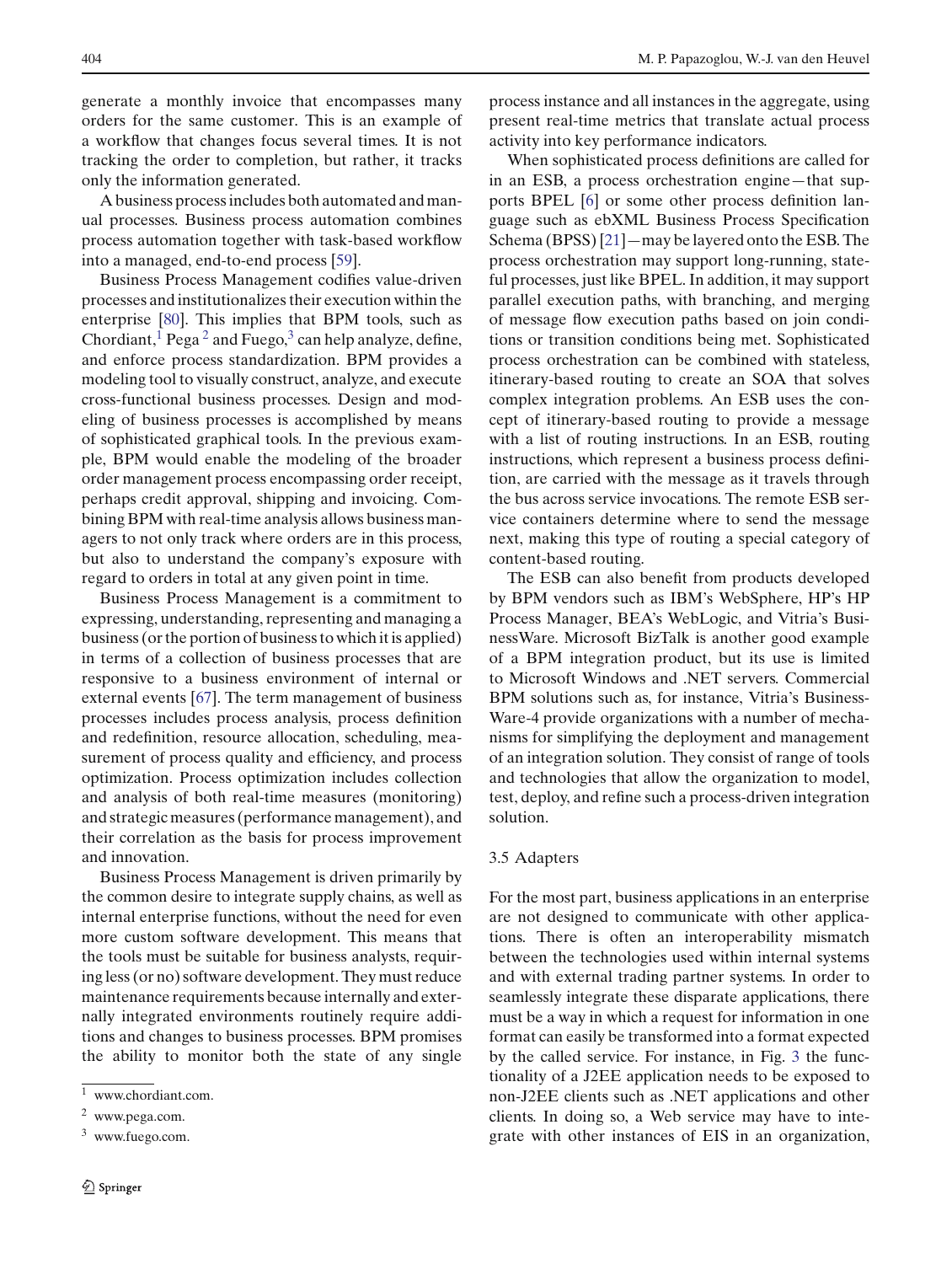generate a monthly invoice that encompasses many orders for the same customer. This is an example of a workflow that changes focus several times. It is not tracking the order to completion, but rather, it tracks only the information generated.

A business process includes both automated and manual processes. Business process automation combines process automation together with task-based workflow into a managed, end-to-end process [59].

Business Process Management codifies value-driven processes and institutionalizes their execution within the enterprise [80]. This implies that BPM tools, such as Chordiant,[1] Pega [2] and Fuego,[3] can help analyze, define, and enforce process standardization. BPM provides a modeling tool to visually construct, analyze, and execute cross-functional business processes. Design and modeling of business processes is accomplished by means of sophisticated graphical tools. In the previous example, BPM would enable the modeling of the broader order management process encompassing order receipt, perhaps credit approval, shipping and invoicing. Combining BPM with real-time analysis allows business managers to not only track where orders are in this process, but also to understand the company's exposure with regard to orders in total at any given point in time.

Business Process Management is a commitment to expressing, understanding, representing and managing a business (or the portion of business to which it is applied) in terms of a collection of business processes that are responsive to a business environment of internal or external events [67]. The term management of business processes includes process analysis, process definition and redefinition, resource allocation, scheduling, measurement of process quality and efficiency, and process optimization. Process optimization includes collection and analysis of both real-time measures (monitoring) and strategic measures (performance management), and their correlation as the basis for process improvement and innovation.

Business Process Management is driven primarily by the common desire to integrate supply chains, as well as internal enterprise functions, without the need for even more custom software development. This means that the tools must be suitable for business analysts, requiring less (or no) software development. They must reduce maintenance requirements because internally and externally integrated environments routinely require additions and changes to business processes. BPM promises the ability to monitor both the state of any single process instance and all instances in the aggregate, using present real-time metrics that translate actual process activity into key performance indicators.

When sophisticated process definitions are called for in an ESB, a process orchestration engine—that supports BPEL [6] or some other process definition language such as ebXML Business Process Specification Schema (BPSS) [21]—may be layered onto the ESB. The process orchestration may support long-running, stateful processes, just like BPEL. In addition, it may support parallel execution paths, with branching, and merging of message flow execution paths based on join conditions or transition conditions being met. Sophisticated process orchestration can be combined with stateless, itinerary-based routing to create an SOA that solves complex integration problems. An ESB uses the concept of itinerary-based routing to provide a message with a list of routing instructions. In an ESB, routing instructions, which represent a business process definition, are carried with the message as it travels through the bus across service invocations. The remote ESB service containers determine where to send the message next, making this type of routing a special category of content-based routing.

The ESB can also benefit from products developed by BPM vendors such as IBM's WebSphere, HP's HP Process Manager, BEA's WebLogic, and Vitria's BusinessWare. Microsoft BizTalk is another good example of a BPM integration product, but its use is limited to Microsoft Windows and .NET servers. Commercial BPM solutions such as, for instance, Vitria's BusinessWare-4 provide organizations with a number of mechanisms for simplifying the deployment and management of an integration solution. They consist of range of tools and technologies that allow the organization to model, test, deploy, and refine such a process-driven integration solution.

### 3.5 Adapters

For the most part, business applications in an enterprise are not designed to communicate with other applications. There is often an interoperability mismatch between the technologies used within internal systems and with external trading partner systems. In order to seamlessly integrate these disparate applications, there must be a way in which a request for information in one format can easily be transformed into a format expected by the called service. For instance, in Fig. 3 the functionality of a J2EE application needs to be exposed to non-J2EE clients such as .NET applications and other clients. In doing so, a Web service may have to integrate with other instances of EIS in an organization,

---

[1] www.chordiant.com.

[2] www.pega.com.

[3] www.fuego.com.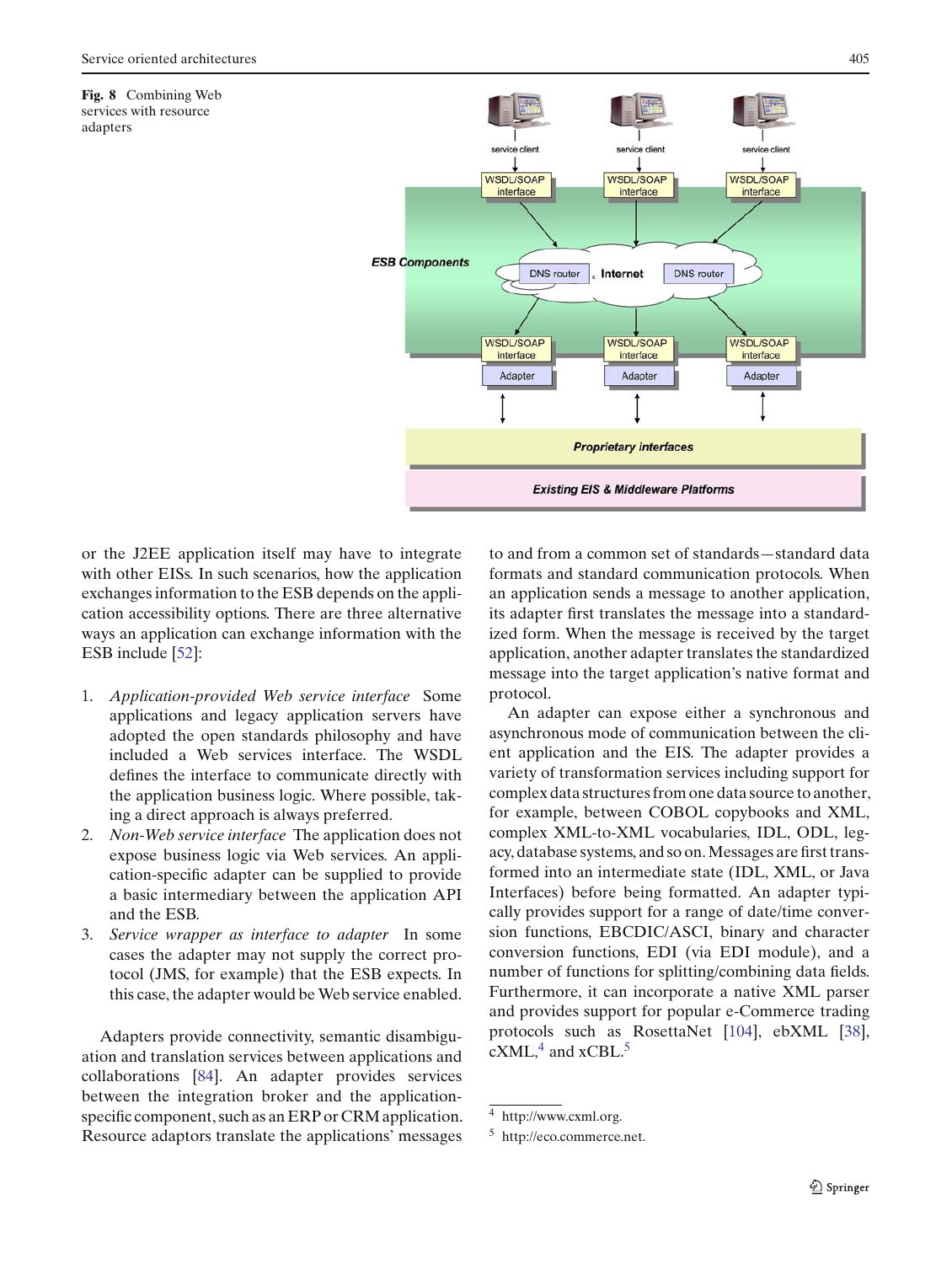**Fig. 8** Combining Web services with resource adapters

service client

service client

service client

WSDL/SOAP interface

WSDL/SOAP interface

WSDL/SOAP interface

ESB Components

DNS router

Internet

DNS router

WSDL/SOAP interface

WSDL/SOAP interface

WSDL/SOAP interface

Adapter

Adapter

Adapter

Proprietary interfaces

Existing EIS & Middleware Platforms

or the J2EE application itself may have to integrate with other EISs. In such scenarios, how the application exchanges information to the ESB depends on the application accessibility options. There are three alternative ways an application can exchange information with the ESB include [52]:

1. *Application-provided Web service interface* Some applications and legacy application servers have adopted the open standards philosophy and have included a Web services interface. The WSDL defines the interface to communicate directly with the application business logic. Where possible, taking a direct approach is always preferred.
2. *Non-Web service interface* The application does not expose business logic via Web services. An application-specific adapter can be supplied to provide a basic intermediary between the application API and the ESB.
3. *Service wrapper as interface to adapter* In some cases the adapter may not supply the correct protocol (JMS, for example) that the ESB expects. In this case, the adapter would be Web service enabled.

Adapters provide connectivity, semantic disambiguation and translation services between applications and collaborations [84]. An adapter provides services between the integration broker and the application-specific component, such as an ERP or CRM application. Resource adaptors translate the applications' messages to and from a common set of standards—standard data formats and standard communication protocols. When an application sends a message to another application, its adapter first translates the message into a standardized form. When the message is received by the target application, another adapter translates the standardized message into the target application's native format and protocol.

An adapter can expose either a synchronous and asynchronous mode of communication between the client application and the EIS. The adapter provides a variety of transformation services including support for complex data structures from one data source to another, for example, between COBOL copybooks and XML, complex XML-to-XML vocabularies, IDL, ODL, legacy, database systems, and so on. Messages are first transformed into an intermediate state (IDL, XML, or Java Interfaces) before being formatted. An adapter typically provides support for a range of date/time conversion functions, EBCDIC/ASCI, binary and character conversion functions, EDI (via EDI module), and a number of functions for splitting/combining data fields. Furthermore, it can incorporate a native XML parser and provides support for popular e-Commerce trading protocols such as RosettaNet [104], ebXML [38], cXML,[4] and xCBL.[5]

[4] http://www.cxml.org.

[5] http://eco.commerce.net.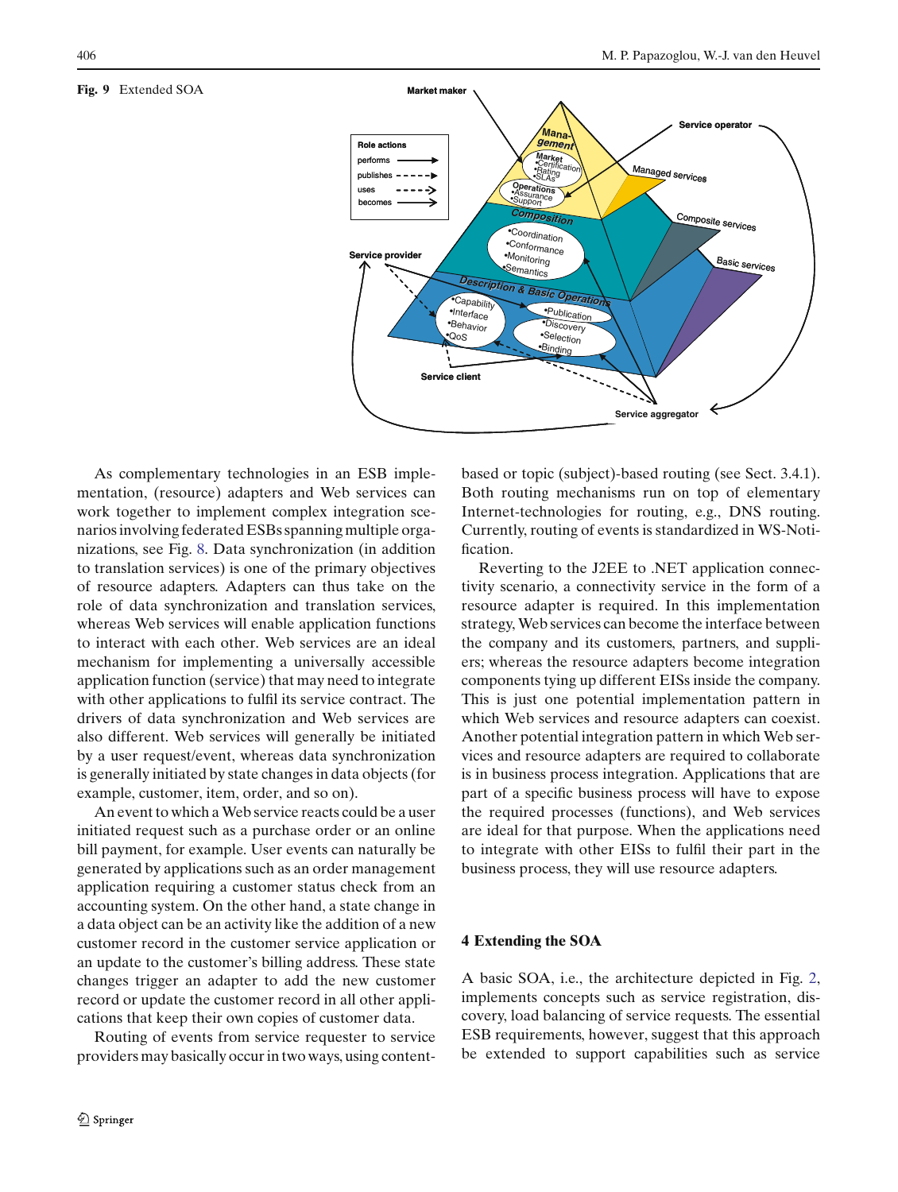**Fig. 9** Extended SOA

Market maker

Service operator

Role actions

performs

publishes

uses

becomes

Management

Market
•Certification
•Rating
•SLAs

Operations
•Assurance
•Support

Managed services

Composition

•Coordination
•Conformance
•Monitoring
•Semantics

Composite services

Service provider

Description & Basic Operations

•Capability
•Interface
•Behavior
•QoS

•Publication
•Discovery
•Selection
•Binding

Basic services

Service client

Service aggregator

As complementary technologies in an ESB implementation, (resource) adapters and Web services can work together to implement complex integration scenarios involving federated ESBs spanning multiple organizations, see Fig. 8. Data synchronization (in addition to translation services) is one of the primary objectives of resource adapters. Adapters can thus take on the role of data synchronization and translation services, whereas Web services will enable application functions to interact with each other. Web services are an ideal mechanism for implementing a universally accessible application function (service) that may need to integrate with other applications to fulfil its service contract. The drivers of data synchronization and Web services are also different. Web services will generally be initiated by a user request/event, whereas data synchronization is generally initiated by state changes in data objects (for example, customer, item, order, and so on).

An event to which a Web service reacts could be a user initiated request such as a purchase order or an online bill payment, for example. User events can naturally be generated by applications such as an order management application requiring a customer status check from an accounting system. On the other hand, a state change in a data object can be an activity like the addition of a new customer record in the customer service application or an update to the customer's billing address. These state changes trigger an adapter to add the new customer record or update the customer record in all other applications that keep their own copies of customer data.

Routing of events from service requester to service providers may basically occur in two ways, using content-based or topic (subject)-based routing (see Sect. 3.4.1). Both routing mechanisms run on top of elementary Internet-technologies for routing, e.g., DNS routing. Currently, routing of events is standardized in WS-Notification.

Reverting to the J2EE to .NET application connectivity scenario, a connectivity service in the form of a resource adapter is required. In this implementation strategy, Web services can become the interface between the company and its customers, partners, and suppliers; whereas the resource adapters become integration components tying up different EISs inside the company. This is just one potential implementation pattern in which Web services and resource adapters can coexist. Another potential integration pattern in which Web services and resource adapters are required to collaborate is in business process integration. Applications that are part of a specific business process will have to expose the required processes (functions), and Web services are ideal for that purpose. When the applications need to integrate with other EISs to fulfil their part in the business process, they will use resource adapters.

## 4 Extending the SOA

A basic SOA, i.e., the architecture depicted in Fig. 2, implements concepts such as service registration, discovery, load balancing of service requests. The essential ESB requirements, however, suggest that this approach be extended to support capabilities such as service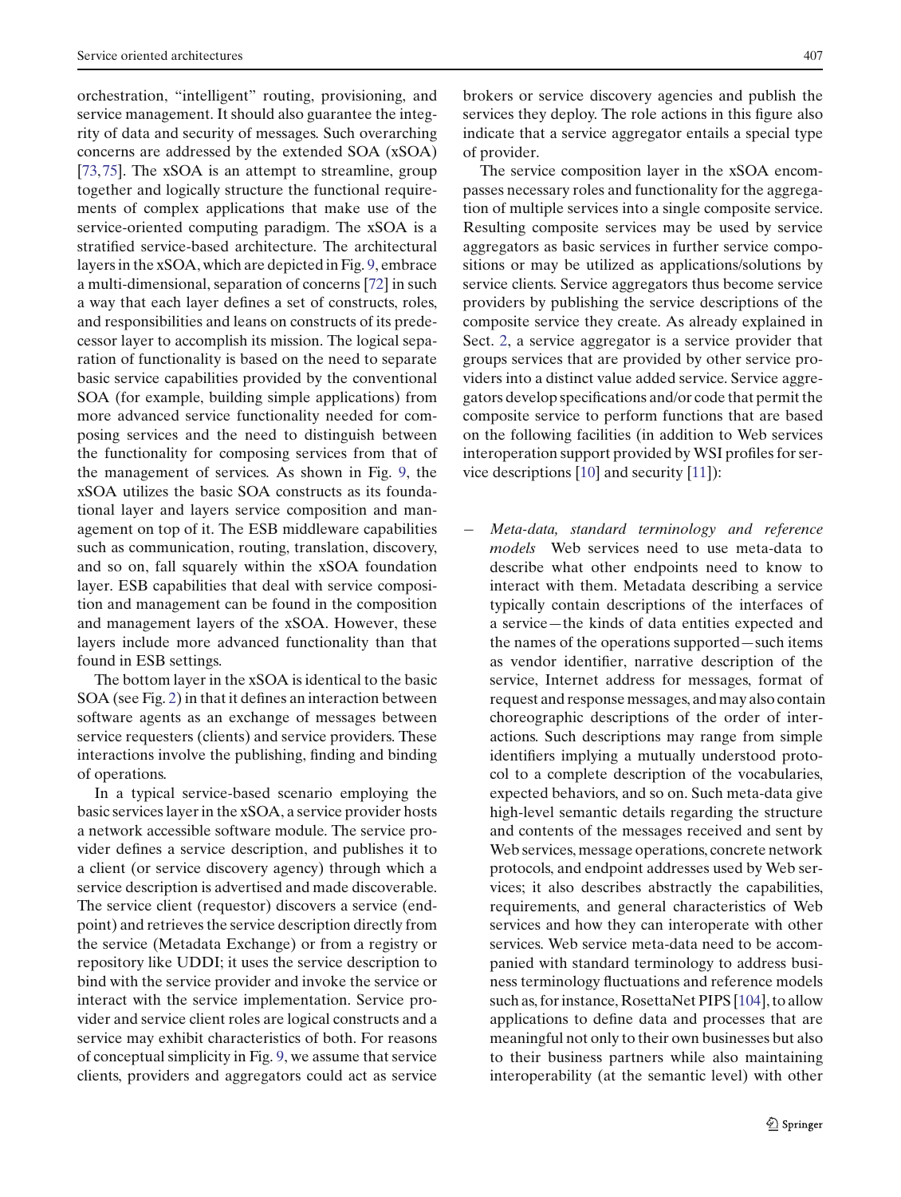orchestration, "intelligent" routing, provisioning, and service management. It should also guarantee the integrity of data and security of messages. Such overarching concerns are addressed by the extended SOA (xSOA) [73,75]. The xSOA is an attempt to streamline, group together and logically structure the functional requirements of complex applications that make use of the service-oriented computing paradigm. The xSOA is a stratified service-based architecture. The architectural layers in the xSOA, which are depicted in Fig. 9, embrace a multi-dimensional, separation of concerns [72] in such a way that each layer defines a set of constructs, roles, and responsibilities and leans on constructs of its predecessor layer to accomplish its mission. The logical separation of functionality is based on the need to separate basic service capabilities provided by the conventional SOA (for example, building simple applications) from more advanced service functionality needed for composing services and the need to distinguish between the functionality for composing services from that of the management of services. As shown in Fig. 9, the xSOA utilizes the basic SOA constructs as its foundational layer and layers service composition and management on top of it. The ESB middleware capabilities such as communication, routing, translation, discovery, and so on, fall squarely within the xSOA foundation layer. ESB capabilities that deal with service composition and management can be found in the composition and management layers of the xSOA. However, these layers include more advanced functionality than that found in ESB settings.

The bottom layer in the xSOA is identical to the basic SOA (see Fig. 2) in that it defines an interaction between software agents as an exchange of messages between service requesters (clients) and service providers. These interactions involve the publishing, finding and binding of operations.

In a typical service-based scenario employing the basic services layer in the xSOA, a service provider hosts a network accessible software module. The service provider defines a service description, and publishes it to a client (or service discovery agency) through which a service description is advertised and made discoverable. The service client (requestor) discovers a service (endpoint) and retrieves the service description directly from the service (Metadata Exchange) or from a registry or repository like UDDI; it uses the service description to bind with the service provider and invoke the service or interact with the service implementation. Service provider and service client roles are logical constructs and a service may exhibit characteristics of both. For reasons of conceptual simplicity in Fig. 9, we assume that service clients, providers and aggregators could act as service brokers or service discovery agencies and publish the services they deploy. The role actions in this figure also indicate that a service aggregator entails a special type of provider.

The service composition layer in the xSOA encompasses necessary roles and functionality for the aggregation of multiple services into a single composite service. Resulting composite services may be used by service aggregators as basic services in further service compositions or may be utilized as applications/solutions by service clients. Service aggregators thus become service providers by publishing the service descriptions of the composite service they create. As already explained in Sect. 2, a service aggregator is a service provider that groups services that are provided by other service providers into a distinct value added service. Service aggregators develop specifications and/or code that permit the composite service to perform functions that are based on the following facilities (in addition to Web services interoperation support provided by WSI profiles for service descriptions [10] and security [11]):

- *Meta-data, standard terminology and reference models* Web services need to use meta-data to describe what other endpoints need to know to interact with them. Metadata describing a service typically contain descriptions of the interfaces of a service—the kinds of data entities expected and the names of the operations supported—such items as vendor identifier, narrative description of the service, Internet address for messages, format of request and response messages, and may also contain choreographic descriptions of the order of interactions. Such descriptions may range from simple identifiers implying a mutually understood protocol to a complete description of the vocabularies, expected behaviors, and so on. Such meta-data give high-level semantic details regarding the structure and contents of the messages received and sent by Web services, message operations, concrete network protocols, and endpoint addresses used by Web services; it also describes abstractly the capabilities, requirements, and general characteristics of Web services and how they can interoperate with other services. Web service meta-data need to be accompanied with standard terminology to address business terminology fluctuations and reference models such as, for instance, RosettaNet PIPS [104], to allow applications to define data and processes that are meaningful not only to their own businesses but also to their business partners while also maintaining interoperability (at the semantic level) with other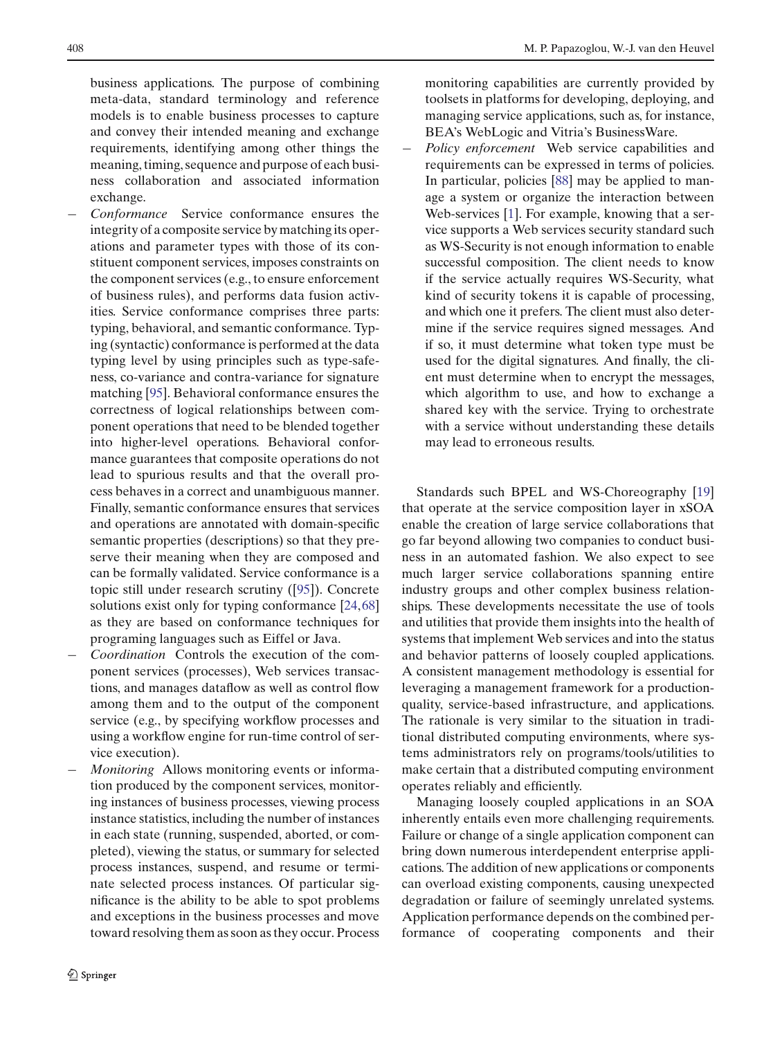business applications. The purpose of combining meta-data, standard terminology and reference models is to enable business processes to capture and convey their intended meaning and exchange requirements, identifying among other things the meaning, timing, sequence and purpose of each business collaboration and associated information exchange.

- *Conformance* Service conformance ensures the integrity of a composite service by matching its operations and parameter types with those of its constituent component services, imposes constraints on the component services (e.g., to ensure enforcement of business rules), and performs data fusion activities. Service conformance comprises three parts: typing, behavioral, and semantic conformance. Typing (syntactic) conformance is performed at the data typing level by using principles such as type-safeness, co-variance and contra-variance for signature matching [95]. Behavioral conformance ensures the correctness of logical relationships between component operations that need to be blended together into higher-level operations. Behavioral conformance guarantees that composite operations do not lead to spurious results and that the overall process behaves in a correct and unambiguous manner. Finally, semantic conformance ensures that services and operations are annotated with domain-specific semantic properties (descriptions) so that they preserve their meaning when they are composed and can be formally validated. Service conformance is a topic still under research scrutiny ([95]). Concrete solutions exist only for typing conformance [24,68] as they are based on conformance techniques for programing languages such as Eiffel or Java.
- *Coordination* Controls the execution of the component services (processes), Web services transactions, and manages dataflow as well as control flow among them and to the output of the component service (e.g., by specifying workflow processes and using a workflow engine for run-time control of service execution).
- *Monitoring* Allows monitoring events or information produced by the component services, monitoring instances of business processes, viewing process instance statistics, including the number of instances in each state (running, suspended, aborted, or completed), viewing the status, or summary for selected process instances, suspend, and resume or terminate selected process instances. Of particular significance is the ability to be able to spot problems and exceptions in the business processes and move toward resolving them as soon as they occur. Process monitoring capabilities are currently provided by toolsets in platforms for developing, deploying, and managing service applications, such as, for instance, BEA's WebLogic and Vitria's BusinessWare.
- *Policy enforcement* Web service capabilities and requirements can be expressed in terms of policies. In particular, policies [88] may be applied to manage a system or organize the interaction between Web-services [1]. For example, knowing that a service supports a Web services security standard such as WS-Security is not enough information to enable successful composition. The client needs to know if the service actually requires WS-Security, what kind of security tokens it is capable of processing, and which one it prefers. The client must also determine if the service requires signed messages. And if so, it must determine what token type must be used for the digital signatures. And finally, the client must determine when to encrypt the messages, which algorithm to use, and how to exchange a shared key with the service. Trying to orchestrate with a service without understanding these details may lead to erroneous results.

Standards such BPEL and WS-Choreography [19] that operate at the service composition layer in xSOA enable the creation of large service collaborations that go far beyond allowing two companies to conduct business in an automated fashion. We also expect to see much larger service collaborations spanning entire industry groups and other complex business relationships. These developments necessitate the use of tools and utilities that provide them insights into the health of systems that implement Web services and into the status and behavior patterns of loosely coupled applications. A consistent management methodology is essential for leveraging a management framework for a production-quality, service-based infrastructure, and applications. The rationale is very similar to the situation in traditional distributed computing environments, where systems administrators rely on programs/tools/utilities to make certain that a distributed computing environment operates reliably and efficiently.

Managing loosely coupled applications in an SOA inherently entails even more challenging requirements. Failure or change of a single application component can bring down numerous interdependent enterprise applications. The addition of new applications or components can overload existing components, causing unexpected degradation or failure of seemingly unrelated systems. Application performance depends on the combined performance of cooperating components and their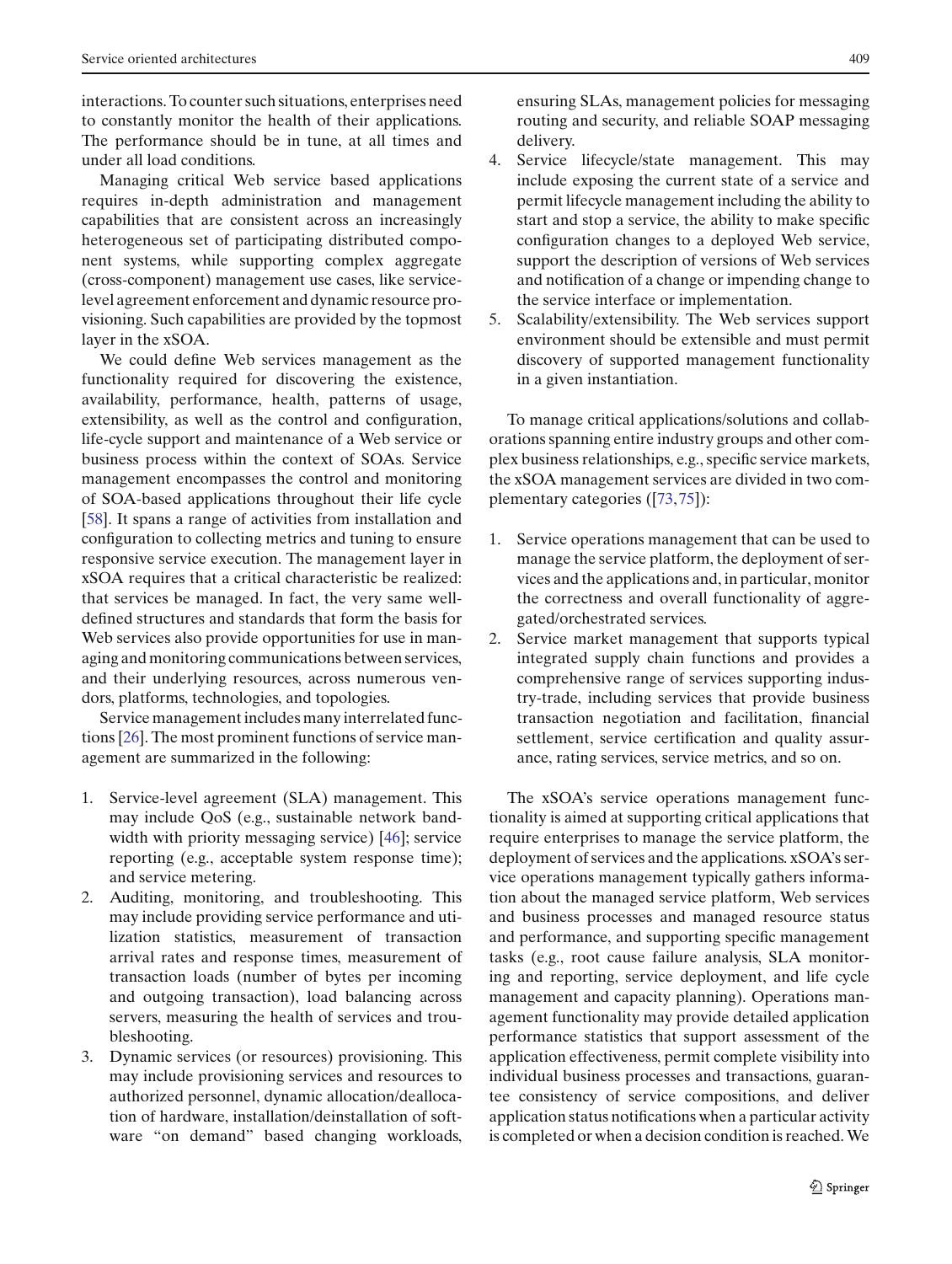interactions. To counter such situations, enterprises need to constantly monitor the health of their applications. The performance should be in tune, at all times and under all load conditions.

Managing critical Web service based applications requires in-depth administration and management capabilities that are consistent across an increasingly heterogeneous set of participating distributed component systems, while supporting complex aggregate (cross-component) management use cases, like service-level agreement enforcement and dynamic resource provisioning. Such capabilities are provided by the topmost layer in the xSOA.

We could define Web services management as the functionality required for discovering the existence, availability, performance, health, patterns of usage, extensibility, as well as the control and configuration, life-cycle support and maintenance of a Web service or business process within the context of SOAs. Service management encompasses the control and monitoring of SOA-based applications throughout their life cycle [58]. It spans a range of activities from installation and configuration to collecting metrics and tuning to ensure responsive service execution. The management layer in xSOA requires that a critical characteristic be realized: that services be managed. In fact, the very same well-defined structures and standards that form the basis for Web services also provide opportunities for use in managing and monitoring communications between services, and their underlying resources, across numerous vendors, platforms, technologies, and topologies.

Service management includes many interrelated functions [26]. The most prominent functions of service management are summarized in the following:

1. Service-level agreement (SLA) management. This may include QoS (e.g., sustainable network bandwidth with priority messaging service) [46]; service reporting (e.g., acceptable system response time); and service metering.
2. Auditing, monitoring, and troubleshooting. This may include providing service performance and utilization statistics, measurement of transaction arrival rates and response times, measurement of transaction loads (number of bytes per incoming and outgoing transaction), load balancing across servers, measuring the health of services and troubleshooting.
3. Dynamic services (or resources) provisioning. This may include provisioning services and resources to authorized personnel, dynamic allocation/deallocation of hardware, installation/deinstallation of software "on demand" based changing workloads, ensuring SLAs, management policies for messaging routing and security, and reliable SOAP messaging delivery.
4. Service lifecycle/state management. This may include exposing the current state of a service and permit lifecycle management including the ability to start and stop a service, the ability to make specific configuration changes to a deployed Web service, support the description of versions of Web services and notification of a change or impending change to the service interface or implementation.
5. Scalability/extensibility. The Web services support environment should be extensible and must permit discovery of supported management functionality in a given instantiation.

To manage critical applications/solutions and collaborations spanning entire industry groups and other complex business relationships, e.g., specific service markets, the xSOA management services are divided in two complementary categories ([73,75]):

1. Service operations management that can be used to manage the service platform, the deployment of services and the applications and, in particular, monitor the correctness and overall functionality of aggregated/orchestrated services.
2. Service market management that supports typical integrated supply chain functions and provides a comprehensive range of services supporting industry-trade, including services that provide business transaction negotiation and facilitation, financial settlement, service certification and quality assurance, rating services, service metrics, and so on.

The xSOA's service operations management functionality is aimed at supporting critical applications that require enterprises to manage the service platform, the deployment of services and the applications. xSOA's service operations management typically gathers information about the managed service platform, Web services and business processes and managed resource status and performance, and supporting specific management tasks (e.g., root cause failure analysis, SLA monitoring and reporting, service deployment, and life cycle management and capacity planning). Operations management functionality may provide detailed application performance statistics that support assessment of the application effectiveness, permit complete visibility into individual business processes and transactions, guarantee consistency of service compositions, and deliver application status notifications when a particular activity is completed or when a decision condition is reached. We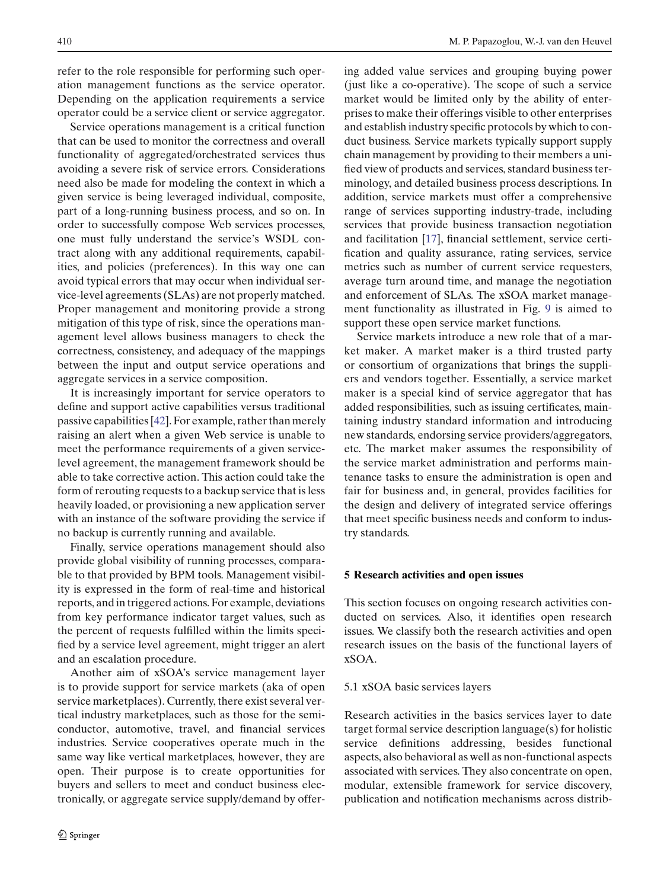refer to the role responsible for performing such operation management functions as the service operator. Depending on the application requirements a service operator could be a service client or service aggregator.

Service operations management is a critical function that can be used to monitor the correctness and overall functionality of aggregated/orchestrated services thus avoiding a severe risk of service errors. Considerations need also be made for modeling the context in which a given service is being leveraged individual, composite, part of a long-running business process, and so on. In order to successfully compose Web services processes, one must fully understand the service's WSDL contract along with any additional requirements, capabilities, and policies (preferences). In this way one can avoid typical errors that may occur when individual service-level agreements (SLAs) are not properly matched. Proper management and monitoring provide a strong mitigation of this type of risk, since the operations management level allows business managers to check the correctness, consistency, and adequacy of the mappings between the input and output service operations and aggregate services in a service composition.

It is increasingly important for service operators to define and support active capabilities versus traditional passive capabilities [42]. For example, rather than merely raising an alert when a given Web service is unable to meet the performance requirements of a given service-level agreement, the management framework should be able to take corrective action. This action could take the form of rerouting requests to a backup service that is less heavily loaded, or provisioning a new application server with an instance of the software providing the service if no backup is currently running and available.

Finally, service operations management should also provide global visibility of running processes, comparable to that provided by BPM tools. Management visibility is expressed in the form of real-time and historical reports, and in triggered actions. For example, deviations from key performance indicator target values, such as the percent of requests fulfilled within the limits specified by a service level agreement, might trigger an alert and an escalation procedure.

Another aim of xSOA's service management layer is to provide support for service markets (aka of open service marketplaces). Currently, there exist several vertical industry marketplaces, such as those for the semiconductor, automotive, travel, and financial services industries. Service cooperatives operate much in the same way like vertical marketplaces, however, they are open. Their purpose is to create opportunities for buyers and sellers to meet and conduct business electronically, or aggregate service supply/demand by offering added value services and grouping buying power (just like a co-operative). The scope of such a service market would be limited only by the ability of enterprises to make their offerings visible to other enterprises and establish industry specific protocols by which to conduct business. Service markets typically support supply chain management by providing to their members a unified view of products and services, standard business terminology, and detailed business process descriptions. In addition, service markets must offer a comprehensive range of services supporting industry-trade, including services that provide business transaction negotiation and facilitation [17], financial settlement, service certification and quality assurance, rating services, service metrics such as number of current service requesters, average turn around time, and manage the negotiation and enforcement of SLAs. The xSOA market management functionality as illustrated in Fig. 9 is aimed to support these open service market functions.

Service markets introduce a new role that of a market maker. A market maker is a third trusted party or consortium of organizations that brings the suppliers and vendors together. Essentially, a service market maker is a special kind of service aggregator that has added responsibilities, such as issuing certificates, maintaining industry standard information and introducing new standards, endorsing service providers/aggregators, etc. The market maker assumes the responsibility of the service market administration and performs maintenance tasks to ensure the administration is open and fair for business and, in general, provides facilities for the design and delivery of integrated service offerings that meet specific business needs and conform to industry standards.

## 5 Research activities and open issues

This section focuses on ongoing research activities conducted on services. Also, it identifies open research issues. We classify both the research activities and open research issues on the basis of the functional layers of xSOA.

### 5.1 xSOA basic services layers

Research activities in the basics services layer to date target formal service description language(s) for holistic service definitions addressing, besides functional aspects, also behavioral as well as non-functional aspects associated with services. They also concentrate on open, modular, extensible framework for service discovery, publication and notification mechanisms across distrib-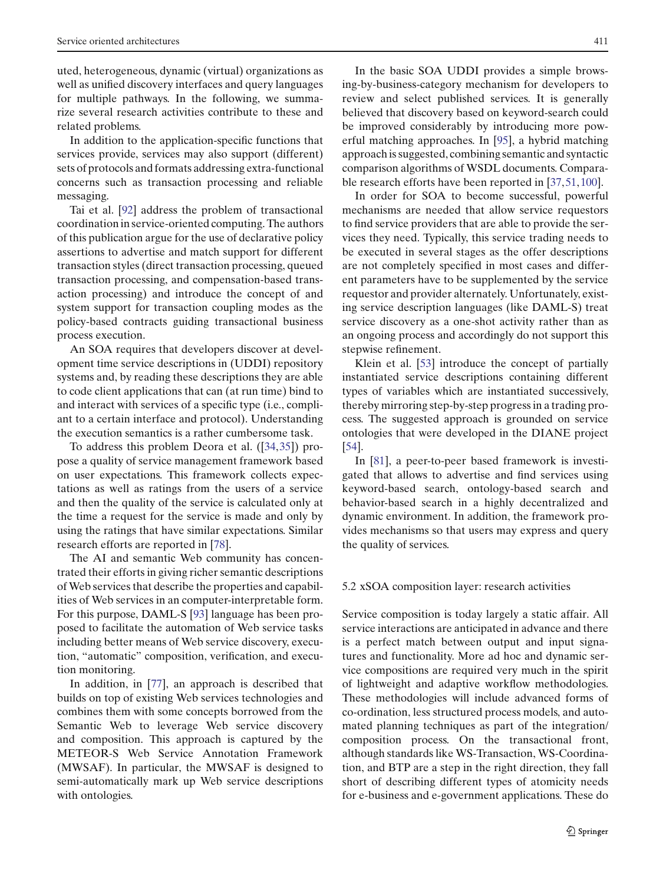uted, heterogeneous, dynamic (virtual) organizations as well as unified discovery interfaces and query languages for multiple pathways. In the following, we summarize several research activities contribute to these and related problems.

In addition to the application-specific functions that services provide, services may also support (different) sets of protocols and formats addressing extra-functional concerns such as transaction processing and reliable messaging.

Tai et al. [92] address the problem of transactional coordination in service-oriented computing. The authors of this publication argue for the use of declarative policy assertions to advertise and match support for different transaction styles (direct transaction processing, queued transaction processing, and compensation-based transaction processing) and introduce the concept of and system support for transaction coupling modes as the policy-based contracts guiding transactional business process execution.

An SOA requires that developers discover at development time service descriptions in (UDDI) repository systems and, by reading these descriptions they are able to code client applications that can (at run time) bind to and interact with services of a specific type (i.e., compliant to a certain interface and protocol). Understanding the execution semantics is a rather cumbersome task.

To address this problem Deora et al. ([34,35]) propose a quality of service management framework based on user expectations. This framework collects expectations as well as ratings from the users of a service and then the quality of the service is calculated only at the time a request for the service is made and only by using the ratings that have similar expectations. Similar research efforts are reported in [78].

The AI and semantic Web community has concentrated their efforts in giving richer semantic descriptions of Web services that describe the properties and capabilities of Web services in an computer-interpretable form. For this purpose, DAML-S [93] language has been proposed to facilitate the automation of Web service tasks including better means of Web service discovery, execution, "automatic" composition, verification, and execution monitoring.

In addition, in [77], an approach is described that builds on top of existing Web services technologies and combines them with some concepts borrowed from the Semantic Web to leverage Web service discovery and composition. This approach is captured by the METEOR-S Web Service Annotation Framework (MWSAF). In particular, the MWSAF is designed to semi-automatically mark up Web service descriptions with ontologies.

In the basic SOA UDDI provides a simple browsing-by-business-category mechanism for developers to review and select published services. It is generally believed that discovery based on keyword-search could be improved considerably by introducing more powerful matching approaches. In [95], a hybrid matching approach is suggested, combining semantic and syntactic comparison algorithms of WSDL documents. Comparable research efforts have been reported in [37,51,100].

In order for SOA to become successful, powerful mechanisms are needed that allow service requestors to find service providers that are able to provide the services they need. Typically, this service trading needs to be executed in several stages as the offer descriptions are not completely specified in most cases and different parameters have to be supplemented by the service requestor and provider alternately. Unfortunately, existing service description languages (like DAML-S) treat service discovery as a one-shot activity rather than as an ongoing process and accordingly do not support this stepwise refinement.

Klein et al. [53] introduce the concept of partially instantiated service descriptions containing different types of variables which are instantiated successively, thereby mirroring step-by-step progress in a trading process. The suggested approach is grounded on service ontologies that were developed in the DIANE project [54].

In [81], a peer-to-peer based framework is investigated that allows to advertise and find services using keyword-based search, ontology-based search and behavior-based search in a highly decentralized and dynamic environment. In addition, the framework provides mechanisms so that users may express and query the quality of services.

### 5.2 xSOA composition layer: research activities

Service composition is today largely a static affair. All service interactions are anticipated in advance and there is a perfect match between output and input signatures and functionality. More ad hoc and dynamic service compositions are required very much in the spirit of lightweight and adaptive workflow methodologies. These methodologies will include advanced forms of co-ordination, less structured process models, and automated planning techniques as part of the integration/composition process. On the transactional front, although standards like WS-Transaction, WS-Coordination, and BTP are a step in the right direction, they fall short of describing different types of atomicity needs for e-business and e-government applications. These do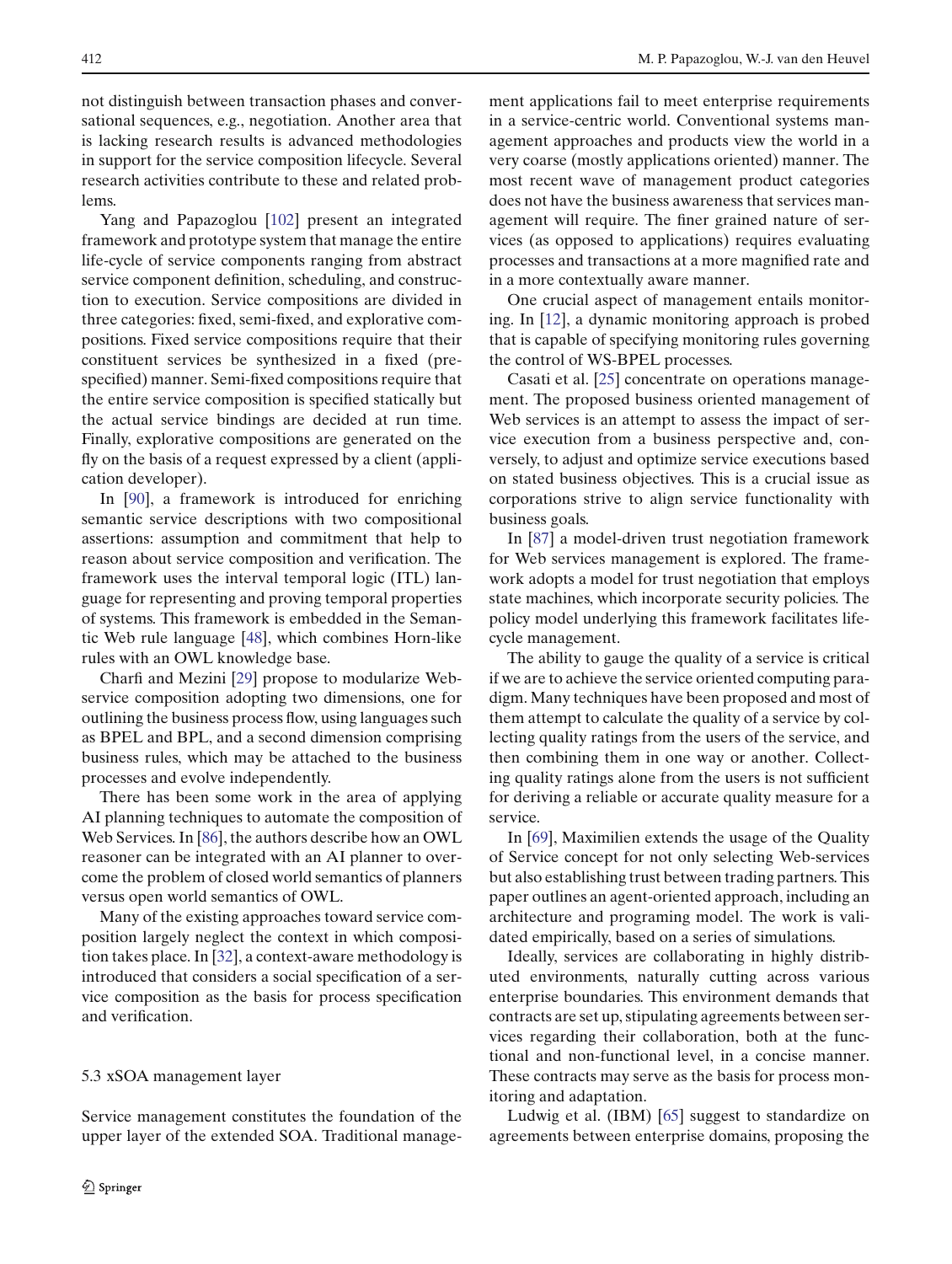not distinguish between transaction phases and conversational sequences, e.g., negotiation. Another area that is lacking research results is advanced methodologies in support for the service composition lifecycle. Several research activities contribute to these and related problems.

Yang and Papazoglou [102] present an integrated framework and prototype system that manage the entire life-cycle of service components ranging from abstract service component definition, scheduling, and construction to execution. Service compositions are divided in three categories: fixed, semi-fixed, and explorative compositions. Fixed service compositions require that their constituent services be synthesized in a fixed (prespecified) manner. Semi-fixed compositions require that the entire service composition is specified statically but the actual service bindings are decided at run time. Finally, explorative compositions are generated on the fly on the basis of a request expressed by a client (application developer).

In [90], a framework is introduced for enriching semantic service descriptions with two compositional assertions: assumption and commitment that help to reason about service composition and verification. The framework uses the interval temporal logic (ITL) language for representing and proving temporal properties of systems. This framework is embedded in the Semantic Web rule language [48], which combines Horn-like rules with an OWL knowledge base.

Charfi and Mezini [29] propose to modularize Web-service composition adopting two dimensions, one for outlining the business process flow, using languages such as BPEL and BPL, and a second dimension comprising business rules, which may be attached to the business processes and evolve independently.

There has been some work in the area of applying AI planning techniques to automate the composition of Web Services. In [86], the authors describe how an OWL reasoner can be integrated with an AI planner to overcome the problem of closed world semantics of planners versus open world semantics of OWL.

Many of the existing approaches toward service composition largely neglect the context in which composition takes place. In [32], a context-aware methodology is introduced that considers a social specification of a service composition as the basis for process specification and verification.

### 5.3 xSOA management layer

Service management constitutes the foundation of the upper layer of the extended SOA. Traditional management applications fail to meet enterprise requirements in a service-centric world. Conventional systems management approaches and products view the world in a very coarse (mostly applications oriented) manner. The most recent wave of management product categories does not have the business awareness that services management will require. The finer grained nature of services (as opposed to applications) requires evaluating processes and transactions at a more magnified rate and in a more contextually aware manner.

One crucial aspect of management entails monitoring. In [12], a dynamic monitoring approach is probed that is capable of specifying monitoring rules governing the control of WS-BPEL processes.

Casati et al. [25] concentrate on operations management. The proposed business oriented management of Web services is an attempt to assess the impact of service execution from a business perspective and, conversely, to adjust and optimize service executions based on stated business objectives. This is a crucial issue as corporations strive to align service functionality with business goals.

In [87] a model-driven trust negotiation framework for Web services management is explored. The framework adopts a model for trust negotiation that employs state machines, which incorporate security policies. The policy model underlying this framework facilitates lifecycle management.

The ability to gauge the quality of a service is critical if we are to achieve the service oriented computing paradigm. Many techniques have been proposed and most of them attempt to calculate the quality of a service by collecting quality ratings from the users of the service, and then combining them in one way or another. Collecting quality ratings alone from the users is not sufficient for deriving a reliable or accurate quality measure for a service.

In [69], Maximilien extends the usage of the Quality of Service concept for not only selecting Web-services but also establishing trust between trading partners. This paper outlines an agent-oriented approach, including an architecture and programing model. The work is validated empirically, based on a series of simulations.

Ideally, services are collaborating in highly distributed environments, naturally cutting across various enterprise boundaries. This environment demands that contracts are set up, stipulating agreements between services regarding their collaboration, both at the functional and non-functional level, in a concise manner. These contracts may serve as the basis for process monitoring and adaptation.

Ludwig et al. (IBM) [65] suggest to standardize on agreements between enterprise domains, proposing the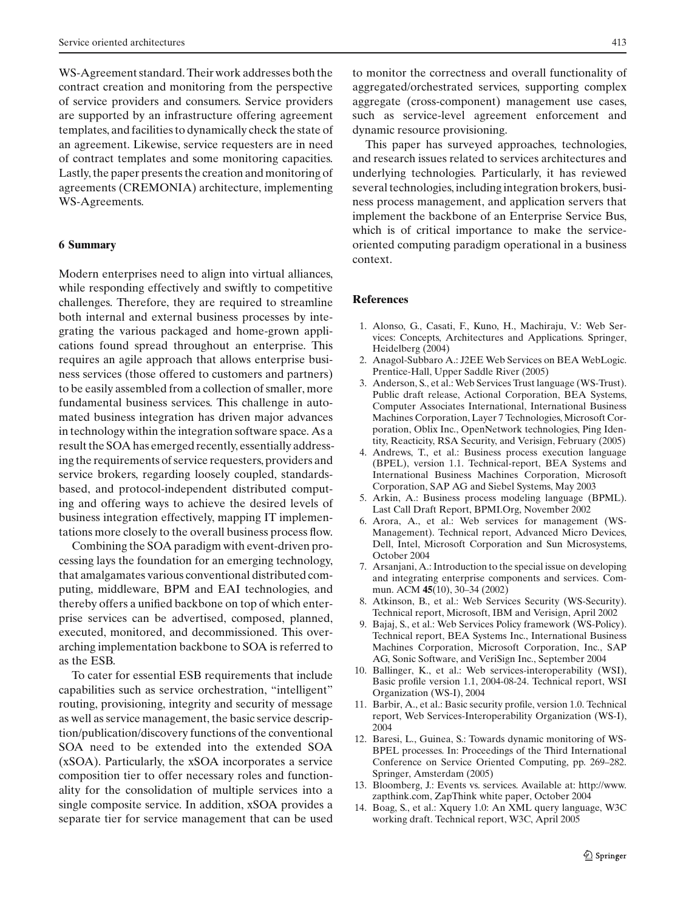WS-Agreement standard. Their work addresses both the contract creation and monitoring from the perspective of service providers and consumers. Service providers are supported by an infrastructure offering agreement templates, and facilities to dynamically check the state of an agreement. Likewise, service requesters are in need of contract templates and some monitoring capacities. Lastly, the paper presents the creation and monitoring of agreements (CREMONIA) architecture, implementing WS-Agreements.

## 6 Summary

Modern enterprises need to align into virtual alliances, while responding effectively and swiftly to competitive challenges. Therefore, they are required to streamline both internal and external business processes by integrating the various packaged and home-grown applications found spread throughout an enterprise. This requires an agile approach that allows enterprise business services (those offered to customers and partners) to be easily assembled from a collection of smaller, more fundamental business services. This challenge in automated business integration has driven major advances in technology within the integration software space. As a result the SOA has emerged recently, essentially addressing the requirements of service requesters, providers and service brokers, regarding loosely coupled, standards-based, and protocol-independent distributed computing and offering ways to achieve the desired levels of business integration effectively, mapping IT implementations more closely to the overall business process flow.

Combining the SOA paradigm with event-driven processing lays the foundation for an emerging technology, that amalgamates various conventional distributed computing, middleware, BPM and EAI technologies, and thereby offers a unified backbone on top of which enterprise services can be advertised, composed, planned, executed, monitored, and decommissioned. This overarching implementation backbone to SOA is referred to as the ESB.

To cater for essential ESB requirements that include capabilities such as service orchestration, "intelligent" routing, provisioning, integrity and security of message as well as service management, the basic service description/publication/discovery functions of the conventional SOA need to be extended into the extended SOA (xSOA). Particularly, the xSOA incorporates a service composition tier to offer necessary roles and functionality for the consolidation of multiple services into a single composite service. In addition, xSOA provides a separate tier for service management that can be used to monitor the correctness and overall functionality of aggregated/orchestrated services, supporting complex aggregate (cross-component) management use cases, such as service-level agreement enforcement and dynamic resource provisioning.

This paper has surveyed approaches, technologies, and research issues related to services architectures and underlying technologies. Particularly, it has reviewed several technologies, including integration brokers, business process management, and application servers that implement the backbone of an Enterprise Service Bus, which is of critical importance to make the service-oriented computing paradigm operational in a business context.

## References

1. Alonso, G., Casati, F., Kuno, H., Machiraju, V.: Web Services: Concepts, Architectures and Applications. Springer, Heidelberg (2004)
2. Anagol-Subbaro A.: J2EE Web Services on BEA WebLogic. Prentice-Hall, Upper Saddle River (2005)
3. Anderson, S., et al.: Web Services Trust language (WS-Trust). Public draft release, Actional Corporation, BEA Systems, Computer Associates International, International Business Machines Corporation, Layer 7 Technologies, Microsoft Corporation, Oblix Inc., OpenNetwork technologies, Ping Identity, Reacticity, RSA Security, and Verisign, February (2005)
4. Andrews, T., et al.: Business process execution language (BPEL), version 1.1. Technical-report, BEA Systems and International Business Machines Corporation, Microsoft Corporation, SAP AG and Siebel Systems, May 2003
5. Arkin, A.: Business process modeling language (BPML). Last Call Draft Report, BPMI.Org, November 2002
6. Arora, A., et al.: Web services for management (WS-Management). Technical report, Advanced Micro Devices, Dell, Intel, Microsoft Corporation and Sun Microsystems, October 2004
7. Arsanjani, A.: Introduction to the special issue on developing and integrating enterprise components and services. Commun. ACM **45**(10), 30–34 (2002)
8. Atkinson, B., et al.: Web Services Security (WS-Security). Technical report, Microsoft, IBM and Verisign, April 2002
9. Bajaj, S., et al.: Web Services Policy framework (WS-Policy). Technical report, BEA Systems Inc., International Business Machines Corporation, Microsoft Corporation, Inc., SAP AG, Sonic Software, and VeriSign Inc., September 2004
10. Ballinger, K., et al.: Web services-interoperability (WSI), Basic profile version 1.1, 2004-08-24. Technical report, WSI Organization (WS-I), 2004
11. Barbir, A., et al.: Basic security profile, version 1.0. Technical report, Web Services-Interoperability Organization (WS-I), 2004
12. Baresi, L., Guinea, S.: Towards dynamic monitoring of WS-BPEL processes. In: Proceedings of the Third International Conference on Service Oriented Computing, pp. 269–282. Springer, Amsterdam (2005)
13. Bloomberg, J.: Events vs. services. Available at: http://www.zapthink.com, ZapThink white paper, October 2004
14. Boag, S., et al.: Xquery 1.0: An XML query language, W3C working draft. Technical report, W3C, April 2005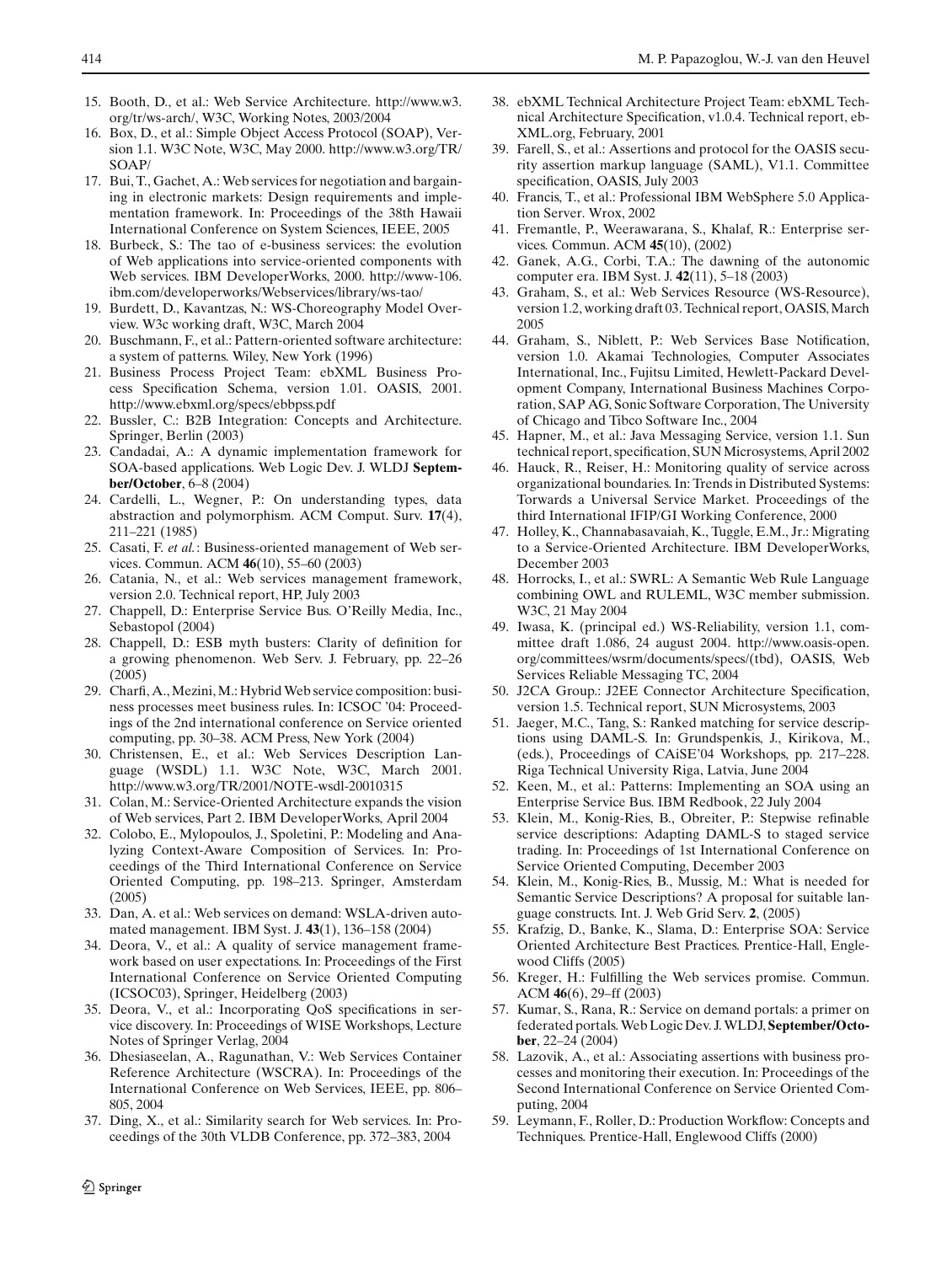15. Booth, D., et al.: Web Service Architecture. http://www.w3.org/tr/ws-arch/, W3C, Working Notes, 2003/2004
16. Box, D., et al.: Simple Object Access Protocol (SOAP), Version 1.1. W3C Note, W3C, May 2000. http://www.w3.org/TR/SOAP/
17. Bui, T., Gachet, A.: Web services for negotiation and bargaining in electronic markets: Design requirements and implementation framework. In: Proceedings of the 38th Hawaii International Conference on System Sciences, IEEE, 2005
18. Burbeck, S.: The tao of e-business services: the evolution of Web applications into service-oriented components with Web services. IBM DeveloperWorks, 2000. http://www-106.ibm.com/developerworks/Webservices/library/ws-tao/
19. Burdett, D., Kavantzas, N.: WS-Choreography Model Overview. W3c working draft, W3C, March 2004
20. Buschmann, F., et al.: Pattern-oriented software architecture: a system of patterns. Wiley, New York (1996)
21. Business Process Project Team: ebXML Business Process Specification Schema, version 1.01. OASIS, 2001. http://www.ebxml.org/specs/ebbpss.pdf
22. Bussler, C.: B2B Integration: Concepts and Architecture. Springer, Berlin (2003)
23. Candadai, A.: A dynamic implementation framework for SOA-based applications. Web Logic Dev. J. WLDJ **September/October**, 6–8 (2004)
24. Cardelli, L., Wegner, P.: On understanding types, data abstraction and polymorphism. ACM Comput. Surv. **17**(4), 211–221 (1985)
25. Casati, F. *et al.*: Business-oriented management of Web services. Commun. ACM **46**(10), 55–60 (2003)
26. Catania, N., et al.: Web services management framework, version 2.0. Technical report, HP, July 2003
27. Chappell, D.: Enterprise Service Bus. O'Reilly Media, Inc., Sebastopol (2004)
28. Chappell, D.: ESB myth busters: Clarity of definition for a growing phenomenon. Web Serv. J. February, pp. 22–26 (2005)
29. Charfi, A., Mezini, M.: Hybrid Web service composition: business processes meet business rules. In: ICSOC '04: Proceedings of the 2nd international conference on Service oriented computing, pp. 30–38. ACM Press, New York (2004)
30. Christensen, E., et al.: Web Services Description Language (WSDL) 1.1. W3C Note, W3C, March 2001. http://www.w3.org/TR/2001/NOTE-wsdl-20010315
31. Colan, M.: Service-Oriented Architecture expands the vision of Web services, Part 2. IBM DeveloperWorks, April 2004
32. Colobo, E., Mylopoulos, J., Spoletini, P.: Modeling and Analyzing Context-Aware Composition of Services. In: Proceedings of the Third International Conference on Service Oriented Computing, pp. 198–213. Springer, Amsterdam (2005)
33. Dan, A. et al.: Web services on demand: WSLA-driven automated management. IBM Syst. J. **43**(1), 136–158 (2004)
34. Deora, V., et al.: A quality of service management framework based on user expectations. In: Proceedings of the First International Conference on Service Oriented Computing (ICSOC03), Springer, Heidelberg (2003)
35. Deora, V., et al.: Incorporating QoS specifications in service discovery. In: Proceedings of WISE Workshops, Lecture Notes of Springer Verlag, 2004
36. Dhesiaseelan, A., Ragunathan, V.: Web Services Container Reference Architecture (WSCRA). In: Proceedings of the International Conference on Web Services, IEEE, pp. 806–805, 2004
37. Ding, X., et al.: Similarity search for Web services. In: Proceedings of the 30th VLDB Conference, pp. 372–383, 2004
38. ebXML Technical Architecture Project Team: ebXML Technical Architecture Specification, v1.0.4. Technical report, ebXML.org, February, 2001
39. Farell, S., et al.: Assertions and protocol for the OASIS security assertion markup language (SAML), V1.1. Committee specification, OASIS, July 2003
40. Francis, T., et al.: Professional IBM WebSphere 5.0 Application Server. Wrox, 2002
41. Fremantle, P., Weerawarana, S., Khalaf, R.: Enterprise services. Commun. ACM **45**(10), (2002)
42. Ganek, A.G., Corbi, T.A.: The dawning of the autonomic computer era. IBM Syst. J. **42**(11), 5–18 (2003)
43. Graham, S., et al.: Web Services Resource (WS-Resource), version 1.2, working draft 03. Technical report, OASIS, March 2005
44. Graham, S., Niblett, P.: Web Services Base Notification, version 1.0. Akamai Technologies, Computer Associates International, Inc., Fujitsu Limited, Hewlett-Packard Development Company, International Business Machines Corporation, SAP AG, Sonic Software Corporation, The University of Chicago and Tibco Software Inc., 2004
45. Hapner, M., et al.: Java Messaging Service, version 1.1. Sun technical report, specification, SUN Microsystems, April 2002
46. Hauck, R., Reiser, H.: Monitoring quality of service across organizational boundaries. In: Trends in Distributed Systems: Torwards a Universal Service Market. Proceedings of the third International IFIP/GI Working Conference, 2000
47. Holley, K., Channabasavaiah, K., Tuggle, E.M., Jr.: Migrating to a Service-Oriented Architecture. IBM DeveloperWorks, December 2003
48. Horrocks, I., et al.: SWRL: A Semantic Web Rule Language combining OWL and RULEML, W3C member submission. W3C, 21 May 2004
49. Iwasa, K. (principal ed.) WS-Reliability, version 1.1, committee draft 1.086, 24 august 2004. http://www.oasis-open.org/committees/wsrm/documents/specs/(tbd), OASIS, Web Services Reliable Messaging TC, 2004
50. J2CA Group.: J2EE Connector Architecture Specification, version 1.5. Technical report, SUN Microsystems, 2003
51. Jaeger, M.C., Tang, S.: Ranked matching for service descriptions using DAML-S. In: Grundspenkis, J., Kirikova, M., (eds.), Proceedings of CAiSE'04 Workshops, pp. 217–228. Riga Technical University Riga, Latvia, June 2004
52. Keen, M., et al.: Patterns: Implementing an SOA using an Enterprise Service Bus. IBM Redbook, 22 July 2004
53. Klein, M., Konig-Ries, B., Obreiter, P.: Stepwise refinable service descriptions: Adapting DAML-S to staged service trading. In: Proceedings of 1st International Conference on Service Oriented Computing, December 2003
54. Klein, M., Konig-Ries, B., Mussig, M.: What is needed for Semantic Service Descriptions? A proposal for suitable language constructs. Int. J. Web Grid Serv. **2**, (2005)
55. Krafzig, D., Banke, K., Slama, D.: Enterprise SOA: Service Oriented Architecture Best Practices. Prentice-Hall, Englewood Cliffs (2005)
56. Kreger, H.: Fulfilling the Web services promise. Commun. ACM **46**(6), 29–ff (2003)
57. Kumar, S., Rana, R.: Service on demand portals: a primer on federated portals. Web Logic Dev. J. WLDJ, **September/October**, 22–24 (2004)
58. Lazovik, A., et al.: Associating assertions with business processes and monitoring their execution. In: Proceedings of the Second International Conference on Service Oriented Computing, 2004
59. Leymann, F., Roller, D.: Production Workflow: Concepts and Techniques. Prentice-Hall, Englewood Cliffs (2000)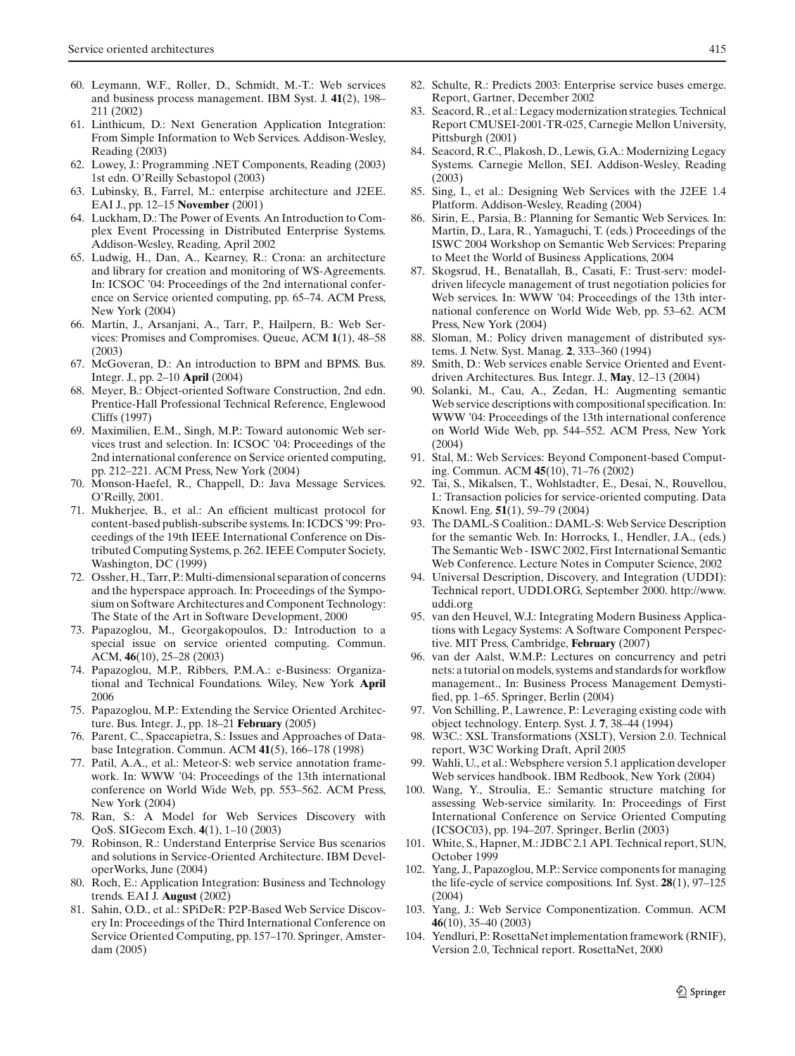60. Leymann, W.F., Roller, D., Schmidt, M.-T.: Web services and business process management. IBM Syst. J. **41**(2), 198–211 (2002)
61. Linthicum, D.: Next Generation Application Integration: From Simple Information to Web Services. Addison-Wesley, Reading (2003)
62. Lowey, J.: Programming .NET Components, Reading (2003) 1st edn. O'Reilly Sebastopol (2003)
63. Lubinsky, B., Farrel, M.: enterpise architecture and J2EE. EAI J., pp. 12–15 **November** (2001)
64. Luckham, D.: The Power of Events. An Introduction to Complex Event Processing in Distributed Enterprise Systems. Addison-Wesley, Reading, April 2002
65. Ludwig, H., Dan, A., Kearney, R.: Crona: an architecture and library for creation and monitoring of WS-Agreements. In: ICSOC '04: Proceedings of the 2nd international conference on Service oriented computing, pp. 65–74. ACM Press, New York (2004)
66. Martin, J., Arsanjani, A., Tarr, P., Hailpern, B.: Web Services: Promises and Compromises. Queue, ACM **1**(1), 48–58 (2003)
67. McGoveran, D.: An introduction to BPM and BPMS. Bus. Integr. J., pp. 2–10 **April** (2004)
68. Meyer, B.: Object-oriented Software Construction, 2nd edn. Prentice-Hall Professional Technical Reference, Englewood Cliffs (1997)
69. Maximilien, E.M., Singh, M.P.: Toward autonomic Web services trust and selection. In: ICSOC '04: Proceedings of the 2nd international conference on Service oriented computing, pp. 212–221. ACM Press, New York (2004)
70. Monson-Haefel, R., Chappell, D.: Java Message Services. O'Reilly, 2001.
71. Mukherjee, B., et al.: An efficient multicast protocol for content-based publish-subscribe systems. In: ICDCS '99: Proceedings of the 19th IEEE International Conference on Distributed Computing Systems, p. 262. IEEE Computer Society, Washington, DC (1999)
72. Ossher, H., Tarr, P.: Multi-dimensional separation of concerns and the hyperspace approach. In: Proceedings of the Symposium on Software Architectures and Component Technology: The State of the Art in Software Development, 2000
73. Papazoglou, M., Georgakopoulos, D.: Introduction to a special issue on service oriented computing. Commun. ACM, **46**(10), 25–28 (2003)
74. Papazoglou, M.P., Ribbers, P.M.A.: e-Business: Organizational and Technical Foundations. Wiley, New York **April** 2006
75. Papazoglou, M.P.: Extending the Service Oriented Architecture. Bus. Integr. J., pp. 18–21 **February** (2005)
76. Parent, C., Spaccapietra, S.: Issues and Approaches of Database Integration. Commun. ACM **41**(5), 166–178 (1998)
77. Patil, A.A., et al.: Meteor-S: web service annotation framework. In: WWW '04: Proceedings of the 13th international conference on World Wide Web, pp. 553–562. ACM Press, New York (2004)
78. Ran, S.: A Model for Web Services Discovery with QoS. SIGecom Exch. **4**(1), 1–10 (2003)
79. Robinson, R.: Understand Enterprise Service Bus scenarios and solutions in Service-Oriented Architecture. IBM DeveloperWorks, June (2004)
80. Roch, E.: Application Integration: Business and Technology trends. EAI J. **August** (2002)
81. Sahin, O.D., et al.: SPiDeR: P2P-Based Web Service Discovery In: Proceedings of the Third International Conference on Service Oriented Computing, pp. 157–170. Springer, Amsterdam (2005)
82. Schulte, R.: Predicts 2003: Enterprise service buses emerge. Report, Gartner, December 2002
83. Seacord, R., et al.: Legacy modernization strategies. Technical Report CMUSEI-2001-TR-025, Carnegie Mellon University, Pittsburgh (2001)
84. Seacord, R.C., Plakosh, D., Lewis, G.A.: Modernizing Legacy Systems. Carnegie Mellon, SEI. Addison-Wesley, Reading (2003)
85. Sing, I., et al.: Designing Web Services with the J2EE 1.4 Platform. Addison-Wesley, Reading (2004)
86. Sirin, E., Parsia, B.: Planning for Semantic Web Services. In: Martin, D., Lara, R., Yamaguchi, T. (eds.) Proceedings of the ISWC 2004 Workshop on Semantic Web Services: Preparing to Meet the World of Business Applications, 2004
87. Skogsrud, H., Benatallah, B., Casati, F.: Trust-serv: model-driven lifecycle management of trust negotiation policies for Web services. In: WWW '04: Proceedings of the 13th international conference on World Wide Web, pp. 53–62. ACM Press, New York (2004)
88. Sloman, M.: Policy driven management of distributed systems. J. Netw. Syst. Manag. **2**, 333–360 (1994)
89. Smith, D.: Web services enable Service Oriented and Event-driven Architectures. Bus. Integr. J., **May**, 12–13 (2004)
90. Solanki, M., Cau, A., Zedan, H.: Augmenting semantic Web service descriptions with compositional specification. In: WWW '04: Proceedings of the 13th international conference on World Wide Web, pp. 544–552. ACM Press, New York (2004)
91. Stal, M.: Web Services: Beyond Component-based Computing. Commun. ACM **45**(10), 71–76 (2002)
92. Tai, S., Mikalsen, T., Wohlstadter, E., Desai, N., Rouvellou, I.: Transaction policies for service-oriented computing. Data Knowl. Eng. **51**(1), 59–79 (2004)
93. The DAML-S Coalition.: DAML-S: Web Service Description for the semantic Web. In: Horrocks, I., Hendler, J.A., (eds.) The Semantic Web - ISWC 2002, First International Semantic Web Conference. Lecture Notes in Computer Science, 2002
94. Universal Description, Discovery, and Integration (UDDI): Technical report, UDDI.ORG, September 2000. http://www.uddi.org
95. van den Heuvel, W.J.: Integrating Modern Business Applications with Legacy Systems: A Software Component Perspective. MIT Press, Cambridge, **February** (2007)
96. van der Aalst, W.M.P.: Lectures on concurrency and petri nets: a tutorial on models, systems and standards for workflow management., In: Business Process Management Demystified, pp. 1–65. Springer, Berlin (2004)
97. Von Schilling, P., Lawrence, P.: Leveraging existing code with object technology. Enterp. Syst. J. **7**, 38–44 (1994)
98. W3C.: XSL Transformations (XSLT), Version 2.0. Technical report, W3C Working Draft, April 2005
99. Wahli, U., et al.: Websphere version 5.1 application developer Web services handbook. IBM Redbook, New York (2004)
100. Wang, Y., Stroulia, E.: Semantic structure matching for assessing Web-service similarity. In: Proceedings of First International Conference on Service Oriented Computing (ICSOC03), pp. 194–207. Springer, Berlin (2003)
101. White, S., Hapner, M.: JDBC 2.1 API. Technical report, SUN, October 1999
102. Yang, J., Papazoglou, M.P.: Service components for managing the life-cycle of service compositions. Inf. Syst. **28**(1), 97–125 (2004)
103. Yang, J.: Web Service Componentization. Commun. ACM **46**(10), 35–40 (2003)
104. Yendluri, P.: RosettaNet implementation framework (RNIF), Version 2.0, Technical report. RosettaNet, 2000